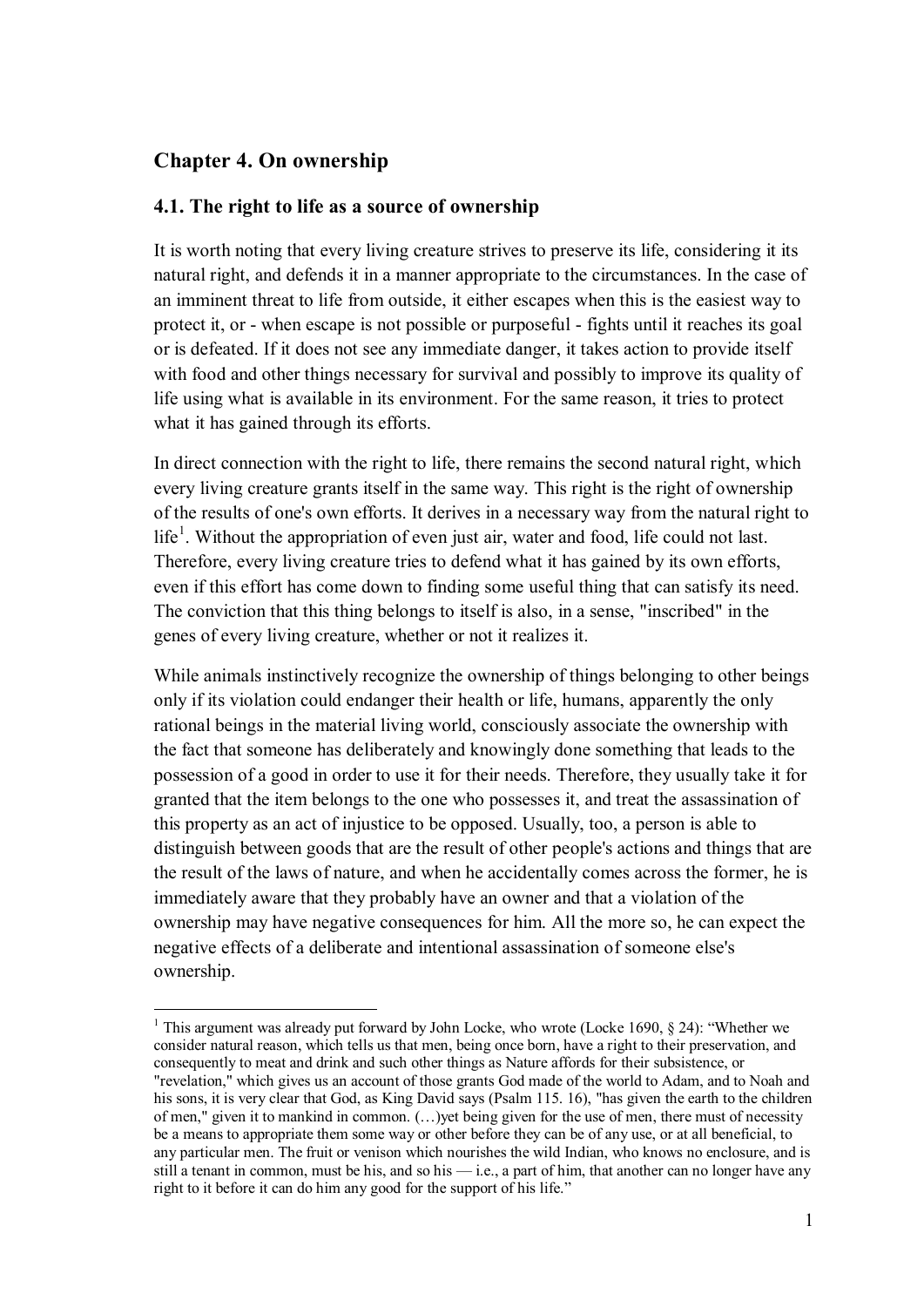## Chapter 4. On ownership

### 4.1. The right to life as a source of ownership

It is worth noting that every living creature strives to preserve its life, considering it its natural right, and defends it in a manner appropriate to the circumstances. In the case of an imminent threat to life from outside, it either escapes when this is the easiest way to protect it, or - when escape is not possible or purposeful - fights until it reaches its goal or is defeated. If it does not see any immediate danger, it takes action to provide itself with food and other things necessary for survival and possibly to improve its quality of life using what is available in its environment. For the same reason, it tries to protect what it has gained through its efforts.

In direct connection with the right to life, there remains the second natural right, which every living creature grants itself in the same way. This right is the right of ownership of the results of one's own efforts. It derives in a necessary way from the natural right to life[1]. Without the appropriation of even just air, water and food, life could not last. Therefore, every living creature tries to defend what it has gained by its own efforts, even if this effort has come down to finding some useful thing that can satisfy its need. The conviction that this thing belongs to itself is also, in a sense, "inscribed" in the genes of every living creature, whether or not it realizes it.

While animals instinctively recognize the ownership of things belonging to other beings only if its violation could endanger their health or life, humans, apparently the only rational beings in the material living world, consciously associate the ownership with the fact that someone has deliberately and knowingly done something that leads to the possession of a good in order to use it for their needs. Therefore, they usually take it for granted that the item belongs to the one who possesses it, and treat the assassination of this property as an act of injustice to be opposed. Usually, too, a person is able to distinguish between goods that are the result of other people's actions and things that are the result of the laws of nature, and when he accidentally comes across the former, he is immediately aware that they probably have an owner and that a violation of the ownership may have negative consequences for him. All the more so, he can expect the negative effects of a deliberate and intentional assassination of someone else's ownership.

---

[1] This argument was already put forward by John Locke, who wrote (Locke 1690, § 24): "Whether we consider natural reason, which tells us that men, being once born, have a right to their preservation, and consequently to meat and drink and such other things as Nature affords for their subsistence, or "revelation," which gives us an account of those grants God made of the world to Adam, and to Noah and his sons, it is very clear that God, as King David says (Psalm 115. 16), "has given the earth to the children of men," given it to mankind in common. (…)yet being given for the use of men, there must of necessity be a means to appropriate them some way or other before they can be of any use, or at all beneficial, to any particular men. The fruit or venison which nourishes the wild Indian, who knows no enclosure, and is still a tenant in common, must be his, and so his — i.e., a part of him, that another can no longer have any right to it before it can do him any good for the support of his life."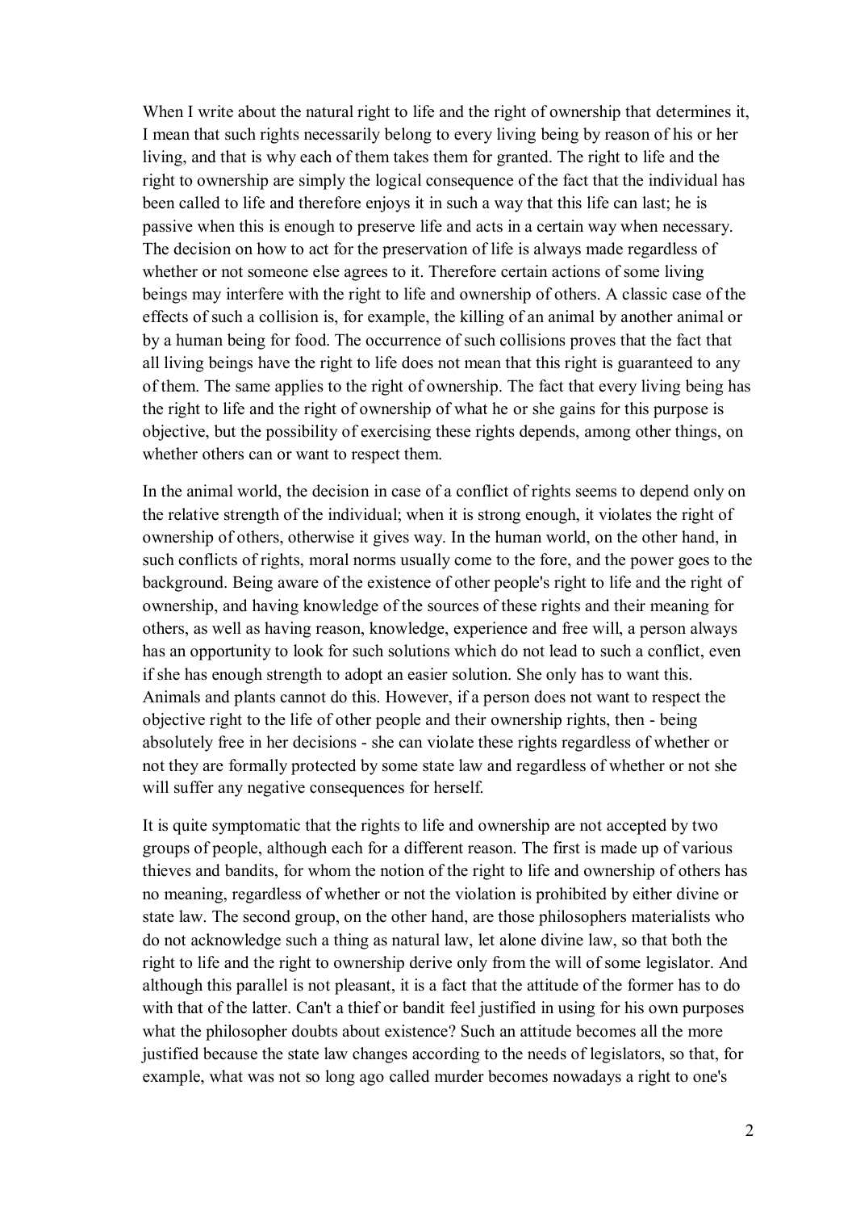When I write about the natural right to life and the right of ownership that determines it, I mean that such rights necessarily belong to every living being by reason of his or her living, and that is why each of them takes them for granted. The right to life and the right to ownership are simply the logical consequence of the fact that the individual has been called to life and therefore enjoys it in such a way that this life can last; he is passive when this is enough to preserve life and acts in a certain way when necessary. The decision on how to act for the preservation of life is always made regardless of whether or not someone else agrees to it. Therefore certain actions of some living beings may interfere with the right to life and ownership of others. A classic case of the effects of such a collision is, for example, the killing of an animal by another animal or by a human being for food. The occurrence of such collisions proves that the fact that all living beings have the right to life does not mean that this right is guaranteed to any of them. The same applies to the right of ownership. The fact that every living being has the right to life and the right of ownership of what he or she gains for this purpose is objective, but the possibility of exercising these rights depends, among other things, on whether others can or want to respect them.

In the animal world, the decision in case of a conflict of rights seems to depend only on the relative strength of the individual; when it is strong enough, it violates the right of ownership of others, otherwise it gives way. In the human world, on the other hand, in such conflicts of rights, moral norms usually come to the fore, and the power goes to the background. Being aware of the existence of other people's right to life and the right of ownership, and having knowledge of the sources of these rights and their meaning for others, as well as having reason, knowledge, experience and free will, a person always has an opportunity to look for such solutions which do not lead to such a conflict, even if she has enough strength to adopt an easier solution. She only has to want this. Animals and plants cannot do this. However, if a person does not want to respect the objective right to the life of other people and their ownership rights, then - being absolutely free in her decisions - she can violate these rights regardless of whether or not they are formally protected by some state law and regardless of whether or not she will suffer any negative consequences for herself.

It is quite symptomatic that the rights to life and ownership are not accepted by two groups of people, although each for a different reason. The first is made up of various thieves and bandits, for whom the notion of the right to life and ownership of others has no meaning, regardless of whether or not the violation is prohibited by either divine or state law. The second group, on the other hand, are those philosophers materialists who do not acknowledge such a thing as natural law, let alone divine law, so that both the right to life and the right to ownership derive only from the will of some legislator. And although this parallel is not pleasant, it is a fact that the attitude of the former has to do with that of the latter. Can't a thief or bandit feel justified in using for his own purposes what the philosopher doubts about existence? Such an attitude becomes all the more justified because the state law changes according to the needs of legislators, so that, for example, what was not so long ago called murder becomes nowadays a right to one's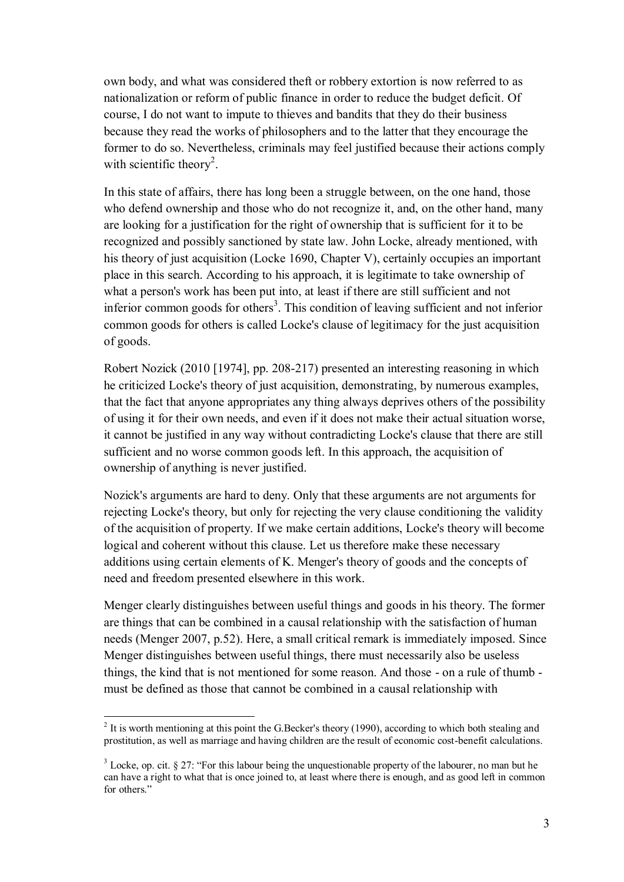own body, and what was considered theft or robbery extortion is now referred to as nationalization or reform of public finance in order to reduce the budget deficit. Of course, I do not want to impute to thieves and bandits that they do their business because they read the works of philosophers and to the latter that they encourage the former to do so. Nevertheless, criminals may feel justified because their actions comply with scientific theory[2].

In this state of affairs, there has long been a struggle between, on the one hand, those who defend ownership and those who do not recognize it, and, on the other hand, many are looking for a justification for the right of ownership that is sufficient for it to be recognized and possibly sanctioned by state law. John Locke, already mentioned, with his theory of just acquisition (Locke 1690, Chapter V), certainly occupies an important place in this search. According to his approach, it is legitimate to take ownership of what a person's work has been put into, at least if there are still sufficient and not inferior common goods for others[3]. This condition of leaving sufficient and not inferior common goods for others is called Locke's clause of legitimacy for the just acquisition of goods.

Robert Nozick (2010 [1974], pp. 208-217) presented an interesting reasoning in which he criticized Locke's theory of just acquisition, demonstrating, by numerous examples, that the fact that anyone appropriates any thing always deprives others of the possibility of using it for their own needs, and even if it does not make their actual situation worse, it cannot be justified in any way without contradicting Locke's clause that there are still sufficient and no worse common goods left. In this approach, the acquisition of ownership of anything is never justified.

Nozick's arguments are hard to deny. Only that these arguments are not arguments for rejecting Locke's theory, but only for rejecting the very clause conditioning the validity of the acquisition of property. If we make certain additions, Locke's theory will become logical and coherent without this clause. Let us therefore make these necessary additions using certain elements of K. Menger's theory of goods and the concepts of need and freedom presented elsewhere in this work.

Menger clearly distinguishes between useful things and goods in his theory. The former are things that can be combined in a causal relationship with the satisfaction of human needs (Menger 2007, p.52). Here, a small critical remark is immediately imposed. Since Menger distinguishes between useful things, there must necessarily also be useless things, the kind that is not mentioned for some reason. And those - on a rule of thumb - must be defined as those that cannot be combined in a causal relationship with

---

[2] It is worth mentioning at this point the G.Becker's theory (1990), according to which both stealing and prostitution, as well as marriage and having children are the result of economic cost-benefit calculations.

[3] Locke, op. cit. § 27: "For this labour being the unquestionable property of the labourer, no man but he can have a right to what that is once joined to, at least where there is enough, and as good left in common for others."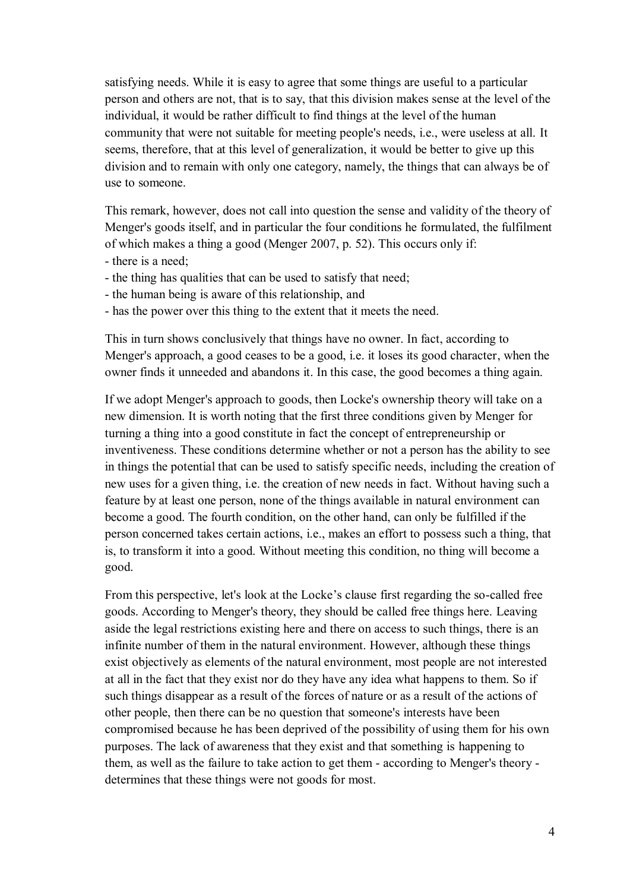satisfying needs. While it is easy to agree that some things are useful to a particular person and others are not, that is to say, that this division makes sense at the level of the individual, it would be rather difficult to find things at the level of the human community that were not suitable for meeting people's needs, i.e., were useless at all. It seems, therefore, that at this level of generalization, it would be better to give up this division and to remain with only one category, namely, the things that can always be of use to someone.

This remark, however, does not call into question the sense and validity of the theory of Menger's goods itself, and in particular the four conditions he formulated, the fulfilment of which makes a thing a good (Menger 2007, p. 52). This occurs only if:

- there is a need;
- the thing has qualities that can be used to satisfy that need;
- the human being is aware of this relationship, and
- has the power over this thing to the extent that it meets the need.

This in turn shows conclusively that things have no owner. In fact, according to Menger's approach, a good ceases to be a good, i.e. it loses its good character, when the owner finds it unneeded and abandons it. In this case, the good becomes a thing again.

If we adopt Menger's approach to goods, then Locke's ownership theory will take on a new dimension. It is worth noting that the first three conditions given by Menger for turning a thing into a good constitute in fact the concept of entrepreneurship or inventiveness. These conditions determine whether or not a person has the ability to see in things the potential that can be used to satisfy specific needs, including the creation of new uses for a given thing, i.e. the creation of new needs in fact. Without having such a feature by at least one person, none of the things available in natural environment can become a good. The fourth condition, on the other hand, can only be fulfilled if the person concerned takes certain actions, i.e., makes an effort to possess such a thing, that is, to transform it into a good. Without meeting this condition, no thing will become a good.

From this perspective, let's look at the Locke's clause first regarding the so-called free goods. According to Menger's theory, they should be called free things here. Leaving aside the legal restrictions existing here and there on access to such things, there is an infinite number of them in the natural environment. However, although these things exist objectively as elements of the natural environment, most people are not interested at all in the fact that they exist nor do they have any idea what happens to them. So if such things disappear as a result of the forces of nature or as a result of the actions of other people, then there can be no question that someone's interests have been compromised because he has been deprived of the possibility of using them for his own purposes. The lack of awareness that they exist and that something is happening to them, as well as the failure to take action to get them - according to Menger's theory - determines that these things were not goods for most.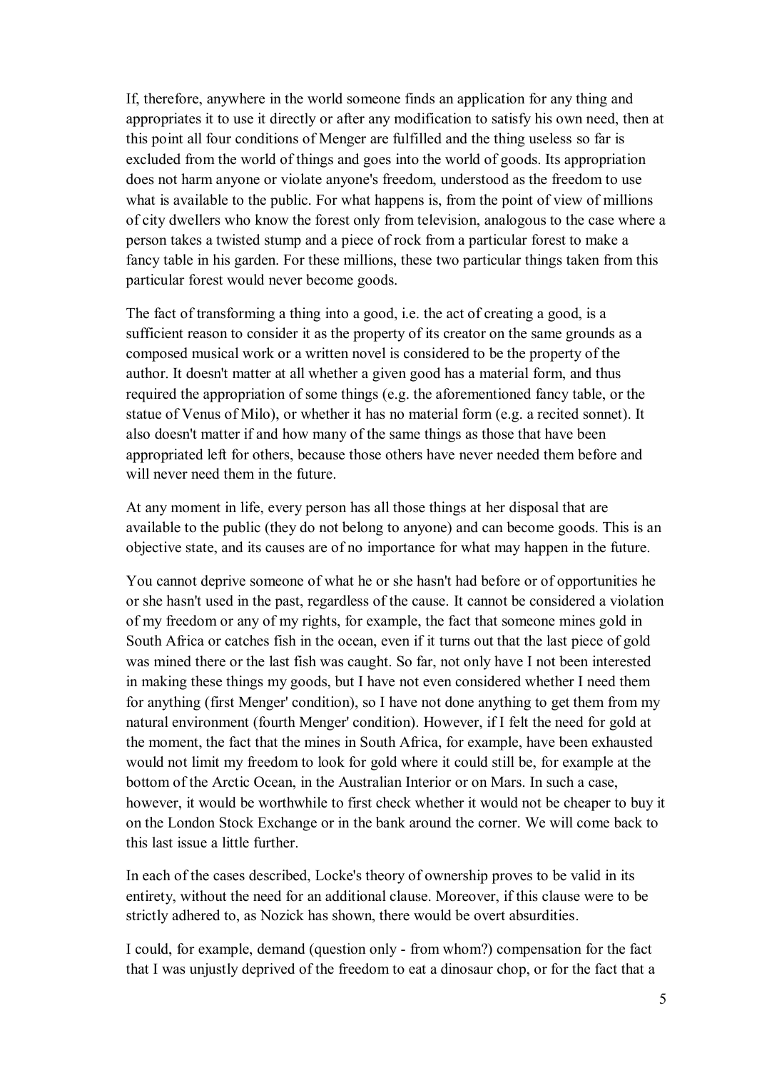If, therefore, anywhere in the world someone finds an application for any thing and appropriates it to use it directly or after any modification to satisfy his own need, then at this point all four conditions of Menger are fulfilled and the thing useless so far is excluded from the world of things and goes into the world of goods. Its appropriation does not harm anyone or violate anyone's freedom, understood as the freedom to use what is available to the public. For what happens is, from the point of view of millions of city dwellers who know the forest only from television, analogous to the case where a person takes a twisted stump and a piece of rock from a particular forest to make a fancy table in his garden. For these millions, these two particular things taken from this particular forest would never become goods.

The fact of transforming a thing into a good, i.e. the act of creating a good, is a sufficient reason to consider it as the property of its creator on the same grounds as a composed musical work or a written novel is considered to be the property of the author. It doesn't matter at all whether a given good has a material form, and thus required the appropriation of some things (e.g. the aforementioned fancy table, or the statue of Venus of Milo), or whether it has no material form (e.g. a recited sonnet). It also doesn't matter if and how many of the same things as those that have been appropriated left for others, because those others have never needed them before and will never need them in the future.

At any moment in life, every person has all those things at her disposal that are available to the public (they do not belong to anyone) and can become goods. This is an objective state, and its causes are of no importance for what may happen in the future.

You cannot deprive someone of what he or she hasn't had before or of opportunities he or she hasn't used in the past, regardless of the cause. It cannot be considered a violation of my freedom or any of my rights, for example, the fact that someone mines gold in South Africa or catches fish in the ocean, even if it turns out that the last piece of gold was mined there or the last fish was caught. So far, not only have I not been interested in making these things my goods, but I have not even considered whether I need them for anything (first Menger' condition), so I have not done anything to get them from my natural environment (fourth Menger' condition). However, if I felt the need for gold at the moment, the fact that the mines in South Africa, for example, have been exhausted would not limit my freedom to look for gold where it could still be, for example at the bottom of the Arctic Ocean, in the Australian Interior or on Mars. In such a case, however, it would be worthwhile to first check whether it would not be cheaper to buy it on the London Stock Exchange or in the bank around the corner. We will come back to this last issue a little further.

In each of the cases described, Locke's theory of ownership proves to be valid in its entirety, without the need for an additional clause. Moreover, if this clause were to be strictly adhered to, as Nozick has shown, there would be overt absurdities.

I could, for example, demand (question only - from whom?) compensation for the fact that I was unjustly deprived of the freedom to eat a dinosaur chop, or for the fact that a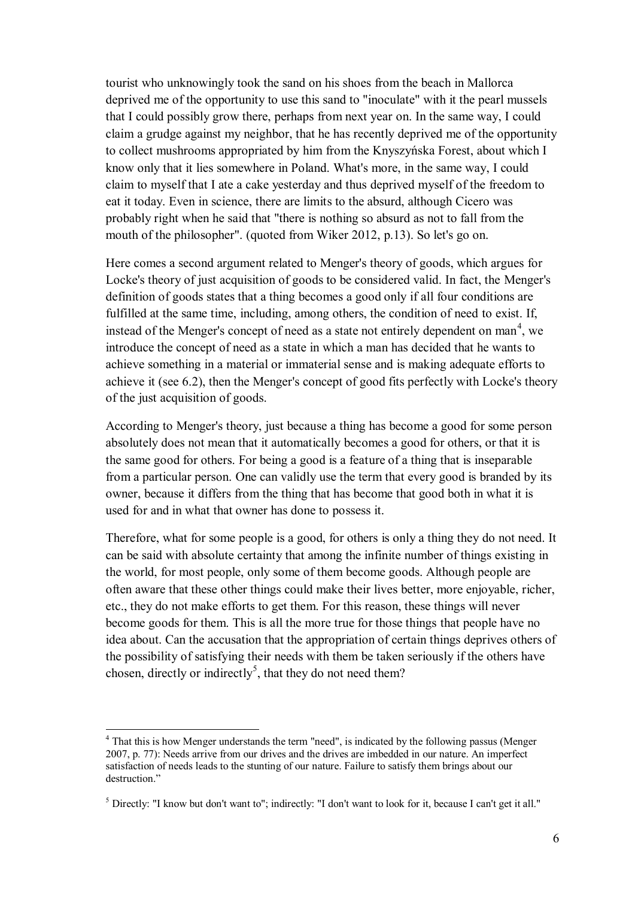tourist who unknowingly took the sand on his shoes from the beach in Mallorca deprived me of the opportunity to use this sand to "inoculate" with it the pearl mussels that I could possibly grow there, perhaps from next year on. In the same way, I could claim a grudge against my neighbor, that he has recently deprived me of the opportunity to collect mushrooms appropriated by him from the Knyszyńska Forest, about which I know only that it lies somewhere in Poland. What's more, in the same way, I could claim to myself that I ate a cake yesterday and thus deprived myself of the freedom to eat it today. Even in science, there are limits to the absurd, although Cicero was probably right when he said that "there is nothing so absurd as not to fall from the mouth of the philosopher". (quoted from Wiker 2012, p.13). So let's go on.

Here comes a second argument related to Menger's theory of goods, which argues for Locke's theory of just acquisition of goods to be considered valid. In fact, the Menger's definition of goods states that a thing becomes a good only if all four conditions are fulfilled at the same time, including, among others, the condition of need to exist. If, instead of the Menger's concept of need as a state not entirely dependent on man[4], we introduce the concept of need as a state in which a man has decided that he wants to achieve something in a material or immaterial sense and is making adequate efforts to achieve it (see 6.2), then the Menger's concept of good fits perfectly with Locke's theory of the just acquisition of goods.

According to Menger's theory, just because a thing has become a good for some person absolutely does not mean that it automatically becomes a good for others, or that it is the same good for others. For being a good is a feature of a thing that is inseparable from a particular person. One can validly use the term that every good is branded by its owner, because it differs from the thing that has become that good both in what it is used for and in what that owner has done to possess it.

Therefore, what for some people is a good, for others is only a thing they do not need. It can be said with absolute certainty that among the infinite number of things existing in the world, for most people, only some of them become goods. Although people are often aware that these other things could make their lives better, more enjoyable, richer, etc., they do not make efforts to get them. For this reason, these things will never become goods for them. This is all the more true for those things that people have no idea about. Can the accusation that the appropriation of certain things deprives others of the possibility of satisfying their needs with them be taken seriously if the others have chosen, directly or indirectly[5], that they do not need them?

---

[4] That this is how Menger understands the term "need", is indicated by the following passus (Menger 2007, p. 77): Needs arrive from our drives and the drives are imbedded in our nature. An imperfect satisfaction of needs leads to the stunting of our nature. Failure to satisfy them brings about our destruction."

[5] Directly: "I know but don't want to"; indirectly: "I don't want to look for it, because I can't get it all."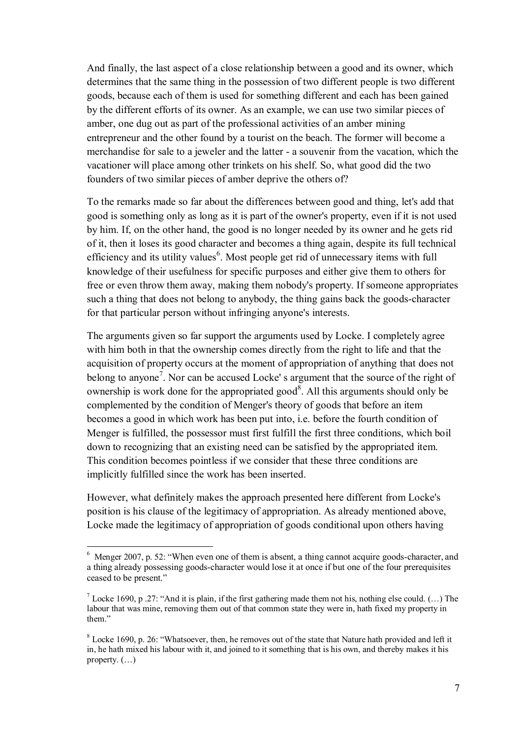And finally, the last aspect of a close relationship between a good and its owner, which determines that the same thing in the possession of two different people is two different goods, because each of them is used for something different and each has been gained by the different efforts of its owner. As an example, we can use two similar pieces of amber, one dug out as part of the professional activities of an amber mining entrepreneur and the other found by a tourist on the beach. The former will become a merchandise for sale to a jeweler and the latter - a souvenir from the vacation, which the vacationer will place among other trinkets on his shelf. So, what good did the two founders of two similar pieces of amber deprive the others of?

To the remarks made so far about the differences between good and thing, let's add that good is something only as long as it is part of the owner's property, even if it is not used by him. If, on the other hand, the good is no longer needed by its owner and he gets rid of it, then it loses its good character and becomes a thing again, despite its full technical efficiency and its utility values[6]. Most people get rid of unnecessary items with full knowledge of their usefulness for specific purposes and either give them to others for free or even throw them away, making them nobody's property. If someone appropriates such a thing that does not belong to anybody, the thing gains back the goods-character for that particular person without infringing anyone's interests.

The arguments given so far support the arguments used by Locke. I completely agree with him both in that the ownership comes directly from the right to life and that the acquisition of property occurs at the moment of appropriation of anything that does not belong to anyone[7]. Nor can be accused Locke' s argument that the source of the right of ownership is work done for the appropriated good[8]. All this arguments should only be complemented by the condition of Menger's theory of goods that before an item becomes a good in which work has been put into, i.e. before the fourth condition of Menger is fulfilled, the possessor must first fulfill the first three conditions, which boil down to recognizing that an existing need can be satisfied by the appropriated item. This condition becomes pointless if we consider that these three conditions are implicitly fulfilled since the work has been inserted.

However, what definitely makes the approach presented here different from Locke's position is his clause of the legitimacy of appropriation. As already mentioned above, Locke made the legitimacy of appropriation of goods conditional upon others having

---

[6] Menger 2007, p. 52: "When even one of them is absent, a thing cannot acquire goods-character, and a thing already possessing goods-character would lose it at once if but one of the four prerequisites ceased to be present."

[7] Locke 1690, p .27: "And it is plain, if the first gathering made them not his, nothing else could. (…) The labour that was mine, removing them out of that common state they were in, hath fixed my property in them."

[8] Locke 1690, p. 26: "Whatsoever, then, he removes out of the state that Nature hath provided and left it in, he hath mixed his labour with it, and joined to it something that is his own, and thereby makes it his property. (…)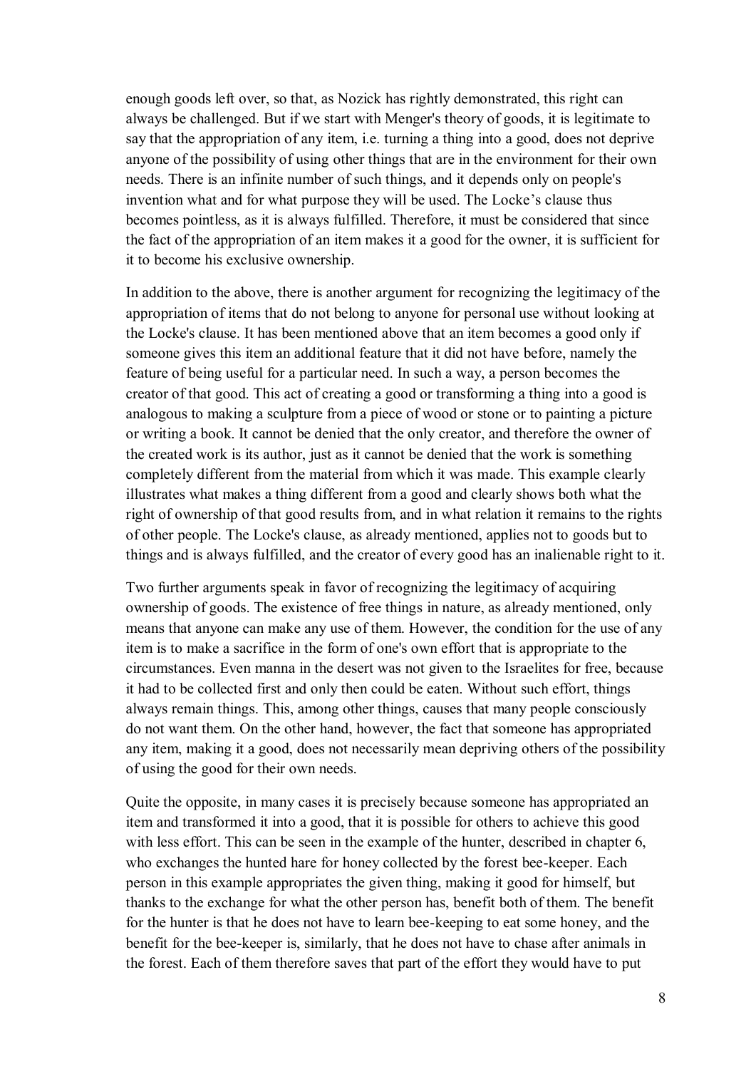enough goods left over, so that, as Nozick has rightly demonstrated, this right can always be challenged. But if we start with Menger's theory of goods, it is legitimate to say that the appropriation of any item, i.e. turning a thing into a good, does not deprive anyone of the possibility of using other things that are in the environment for their own needs. There is an infinite number of such things, and it depends only on people's invention what and for what purpose they will be used. The Locke's clause thus becomes pointless, as it is always fulfilled. Therefore, it must be considered that since the fact of the appropriation of an item makes it a good for the owner, it is sufficient for it to become his exclusive ownership.

In addition to the above, there is another argument for recognizing the legitimacy of the appropriation of items that do not belong to anyone for personal use without looking at the Locke's clause. It has been mentioned above that an item becomes a good only if someone gives this item an additional feature that it did not have before, namely the feature of being useful for a particular need. In such a way, a person becomes the creator of that good. This act of creating a good or transforming a thing into a good is analogous to making a sculpture from a piece of wood or stone or to painting a picture or writing a book. It cannot be denied that the only creator, and therefore the owner of the created work is its author, just as it cannot be denied that the work is something completely different from the material from which it was made. This example clearly illustrates what makes a thing different from a good and clearly shows both what the right of ownership of that good results from, and in what relation it remains to the rights of other people. The Locke's clause, as already mentioned, applies not to goods but to things and is always fulfilled, and the creator of every good has an inalienable right to it.

Two further arguments speak in favor of recognizing the legitimacy of acquiring ownership of goods. The existence of free things in nature, as already mentioned, only means that anyone can make any use of them. However, the condition for the use of any item is to make a sacrifice in the form of one's own effort that is appropriate to the circumstances. Even manna in the desert was not given to the Israelites for free, because it had to be collected first and only then could be eaten. Without such effort, things always remain things. This, among other things, causes that many people consciously do not want them. On the other hand, however, the fact that someone has appropriated any item, making it a good, does not necessarily mean depriving others of the possibility of using the good for their own needs.

Quite the opposite, in many cases it is precisely because someone has appropriated an item and transformed it into a good, that it is possible for others to achieve this good with less effort. This can be seen in the example of the hunter, described in chapter 6, who exchanges the hunted hare for honey collected by the forest bee-keeper. Each person in this example appropriates the given thing, making it good for himself, but thanks to the exchange for what the other person has, benefit both of them. The benefit for the hunter is that he does not have to learn bee-keeping to eat some honey, and the benefit for the bee-keeper is, similarly, that he does not have to chase after animals in the forest. Each of them therefore saves that part of the effort they would have to put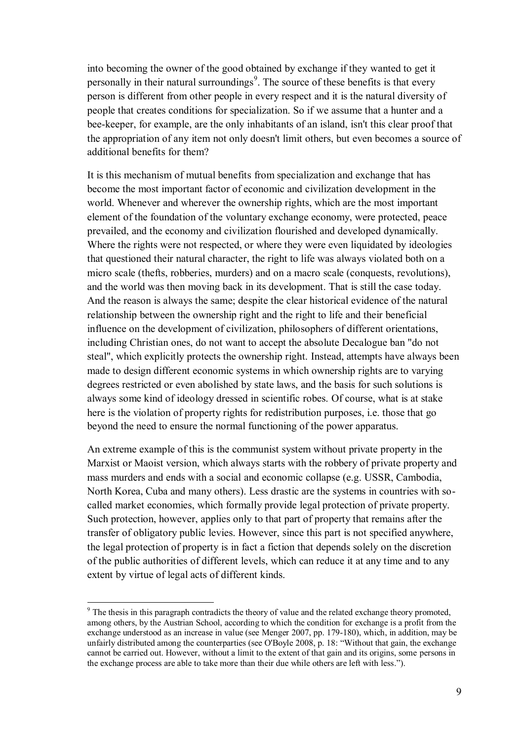into becoming the owner of the good obtained by exchange if they wanted to get it personally in their natural surroundings[9]. The source of these benefits is that every person is different from other people in every respect and it is the natural diversity of people that creates conditions for specialization. So if we assume that a hunter and a bee-keeper, for example, are the only inhabitants of an island, isn't this clear proof that the appropriation of any item not only doesn't limit others, but even becomes a source of additional benefits for them?

It is this mechanism of mutual benefits from specialization and exchange that has become the most important factor of economic and civilization development in the world. Whenever and wherever the ownership rights, which are the most important element of the foundation of the voluntary exchange economy, were protected, peace prevailed, and the economy and civilization flourished and developed dynamically. Where the rights were not respected, or where they were even liquidated by ideologies that questioned their natural character, the right to life was always violated both on a micro scale (thefts, robberies, murders) and on a macro scale (conquests, revolutions), and the world was then moving back in its development. That is still the case today. And the reason is always the same; despite the clear historical evidence of the natural relationship between the ownership right and the right to life and their beneficial influence on the development of civilization, philosophers of different orientations, including Christian ones, do not want to accept the absolute Decalogue ban "do not steal", which explicitly protects the ownership right. Instead, attempts have always been made to design different economic systems in which ownership rights are to varying degrees restricted or even abolished by state laws, and the basis for such solutions is always some kind of ideology dressed in scientific robes. Of course, what is at stake here is the violation of property rights for redistribution purposes, i.e. those that go beyond the need to ensure the normal functioning of the power apparatus.

An extreme example of this is the communist system without private property in the Marxist or Maoist version, which always starts with the robbery of private property and mass murders and ends with a social and economic collapse (e.g. USSR, Cambodia, North Korea, Cuba and many others). Less drastic are the systems in countries with so-called market economies, which formally provide legal protection of private property. Such protection, however, applies only to that part of property that remains after the transfer of obligatory public levies. However, since this part is not specified anywhere, the legal protection of property is in fact a fiction that depends solely on the discretion of the public authorities of different levels, which can reduce it at any time and to any extent by virtue of legal acts of different kinds.

---

[9] The thesis in this paragraph contradicts the theory of value and the related exchange theory promoted, among others, by the Austrian School, according to which the condition for exchange is a profit from the exchange understood as an increase in value (see Menger 2007, pp. 179-180), which, in addition, may be unfairly distributed among the counterparties (see O'Boyle 2008, p. 18: "Without that gain, the exchange cannot be carried out. However, without a limit to the extent of that gain and its origins, some persons in the exchange process are able to take more than their due while others are left with less.").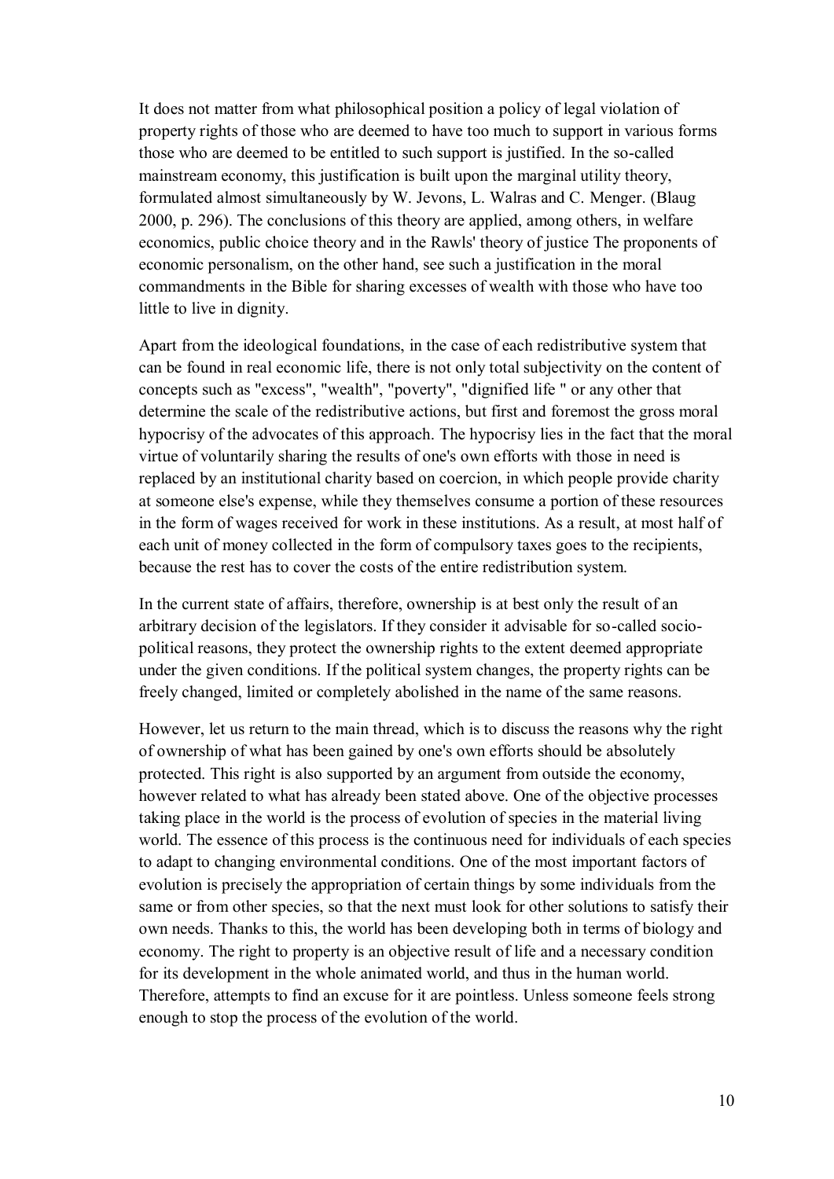It does not matter from what philosophical position a policy of legal violation of property rights of those who are deemed to have too much to support in various forms those who are deemed to be entitled to such support is justified. In the so-called mainstream economy, this justification is built upon the marginal utility theory, formulated almost simultaneously by W. Jevons, L. Walras and C. Menger. (Blaug 2000, p. 296). The conclusions of this theory are applied, among others, in welfare economics, public choice theory and in the Rawls' theory of justice The proponents of economic personalism, on the other hand, see such a justification in the moral commandments in the Bible for sharing excesses of wealth with those who have too little to live in dignity.

Apart from the ideological foundations, in the case of each redistributive system that can be found in real economic life, there is not only total subjectivity on the content of concepts such as "excess", "wealth", "poverty", "dignified life " or any other that determine the scale of the redistributive actions, but first and foremost the gross moral hypocrisy of the advocates of this approach. The hypocrisy lies in the fact that the moral virtue of voluntarily sharing the results of one's own efforts with those in need is replaced by an institutional charity based on coercion, in which people provide charity at someone else's expense, while they themselves consume a portion of these resources in the form of wages received for work in these institutions. As a result, at most half of each unit of money collected in the form of compulsory taxes goes to the recipients, because the rest has to cover the costs of the entire redistribution system.

In the current state of affairs, therefore, ownership is at best only the result of an arbitrary decision of the legislators. If they consider it advisable for so-called socio-political reasons, they protect the ownership rights to the extent deemed appropriate under the given conditions. If the political system changes, the property rights can be freely changed, limited or completely abolished in the name of the same reasons.

However, let us return to the main thread, which is to discuss the reasons why the right of ownership of what has been gained by one's own efforts should be absolutely protected. This right is also supported by an argument from outside the economy, however related to what has already been stated above. One of the objective processes taking place in the world is the process of evolution of species in the material living world. The essence of this process is the continuous need for individuals of each species to adapt to changing environmental conditions. One of the most important factors of evolution is precisely the appropriation of certain things by some individuals from the same or from other species, so that the next must look for other solutions to satisfy their own needs. Thanks to this, the world has been developing both in terms of biology and economy. The right to property is an objective result of life and a necessary condition for its development in the whole animated world, and thus in the human world. Therefore, attempts to find an excuse for it are pointless. Unless someone feels strong enough to stop the process of the evolution of the world.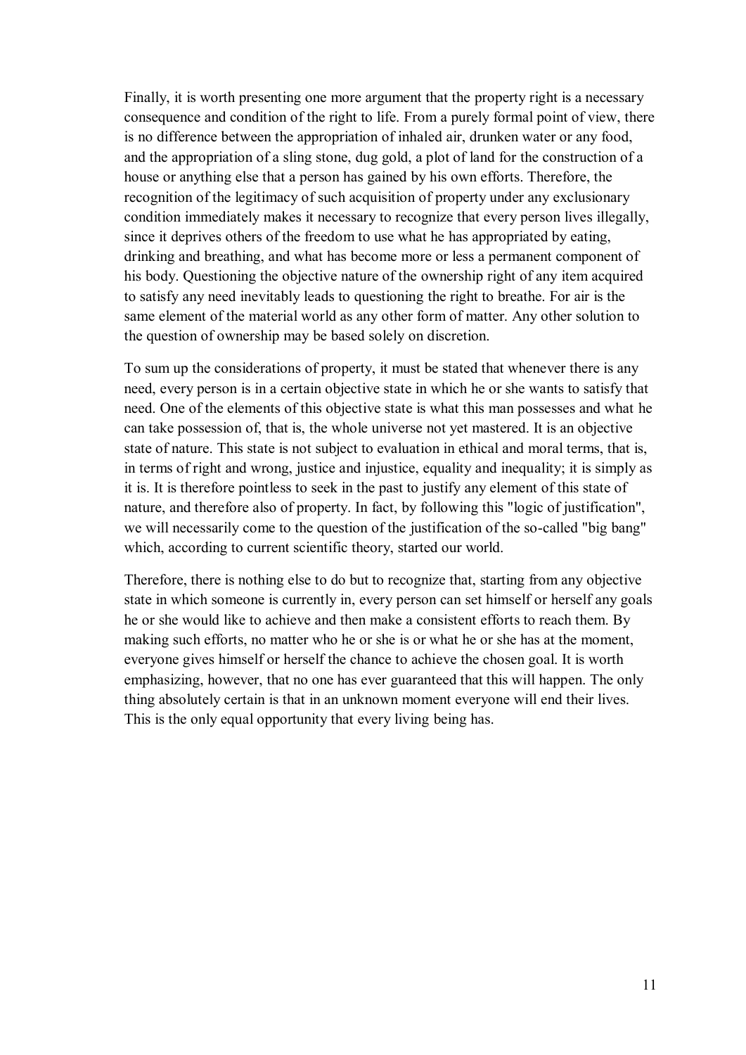Finally, it is worth presenting one more argument that the property right is a necessary consequence and condition of the right to life. From a purely formal point of view, there is no difference between the appropriation of inhaled air, drunken water or any food, and the appropriation of a sling stone, dug gold, a plot of land for the construction of a house or anything else that a person has gained by his own efforts. Therefore, the recognition of the legitimacy of such acquisition of property under any exclusionary condition immediately makes it necessary to recognize that every person lives illegally, since it deprives others of the freedom to use what he has appropriated by eating, drinking and breathing, and what has become more or less a permanent component of his body. Questioning the objective nature of the ownership right of any item acquired to satisfy any need inevitably leads to questioning the right to breathe. For air is the same element of the material world as any other form of matter. Any other solution to the question of ownership may be based solely on discretion.

To sum up the considerations of property, it must be stated that whenever there is any need, every person is in a certain objective state in which he or she wants to satisfy that need. One of the elements of this objective state is what this man possesses and what he can take possession of, that is, the whole universe not yet mastered. It is an objective state of nature. This state is not subject to evaluation in ethical and moral terms, that is, in terms of right and wrong, justice and injustice, equality and inequality; it is simply as it is. It is therefore pointless to seek in the past to justify any element of this state of nature, and therefore also of property. In fact, by following this "logic of justification", we will necessarily come to the question of the justification of the so-called "big bang" which, according to current scientific theory, started our world.

Therefore, there is nothing else to do but to recognize that, starting from any objective state in which someone is currently in, every person can set himself or herself any goals he or she would like to achieve and then make a consistent efforts to reach them. By making such efforts, no matter who he or she is or what he or she has at the moment, everyone gives himself or herself the chance to achieve the chosen goal. It is worth emphasizing, however, that no one has ever guaranteed that this will happen. The only thing absolutely certain is that in an unknown moment everyone will end their lives. This is the only equal opportunity that every living being has.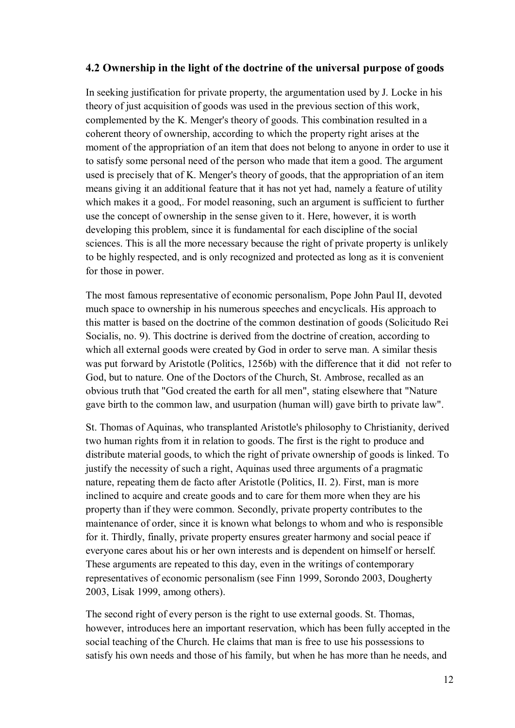### 4.2 Ownership in the light of the doctrine of the universal purpose of goods

In seeking justification for private property, the argumentation used by J. Locke in his theory of just acquisition of goods was used in the previous section of this work, complemented by the K. Menger's theory of goods. This combination resulted in a coherent theory of ownership, according to which the property right arises at the moment of the appropriation of an item that does not belong to anyone in order to use it to satisfy some personal need of the person who made that item a good. The argument used is precisely that of K. Menger's theory of goods, that the appropriation of an item means giving it an additional feature that it has not yet had, namely a feature of utility which makes it a good,. For model reasoning, such an argument is sufficient to further use the concept of ownership in the sense given to it. Here, however, it is worth developing this problem, since it is fundamental for each discipline of the social sciences. This is all the more necessary because the right of private property is unlikely to be highly respected, and is only recognized and protected as long as it is convenient for those in power.

The most famous representative of economic personalism, Pope John Paul II, devoted much space to ownership in his numerous speeches and encyclicals. His approach to this matter is based on the doctrine of the common destination of goods (Solicitudo Rei Socialis, no. 9). This doctrine is derived from the doctrine of creation, according to which all external goods were created by God in order to serve man. A similar thesis was put forward by Aristotle (Politics, 1256b) with the difference that it did not refer to God, but to nature. One of the Doctors of the Church, St. Ambrose, recalled as an obvious truth that "God created the earth for all men", stating elsewhere that "Nature gave birth to the common law, and usurpation (human will) gave birth to private law".

St. Thomas of Aquinas, who transplanted Aristotle's philosophy to Christianity, derived two human rights from it in relation to goods. The first is the right to produce and distribute material goods, to which the right of private ownership of goods is linked. To justify the necessity of such a right, Aquinas used three arguments of a pragmatic nature, repeating them de facto after Aristotle (Politics, II. 2). First, man is more inclined to acquire and create goods and to care for them more when they are his property than if they were common. Secondly, private property contributes to the maintenance of order, since it is known what belongs to whom and who is responsible for it. Thirdly, finally, private property ensures greater harmony and social peace if everyone cares about his or her own interests and is dependent on himself or herself. These arguments are repeated to this day, even in the writings of contemporary representatives of economic personalism (see Finn 1999, Sorondo 2003, Dougherty 2003, Lisak 1999, among others).

The second right of every person is the right to use external goods. St. Thomas, however, introduces here an important reservation, which has been fully accepted in the social teaching of the Church. He claims that man is free to use his possessions to satisfy his own needs and those of his family, but when he has more than he needs, and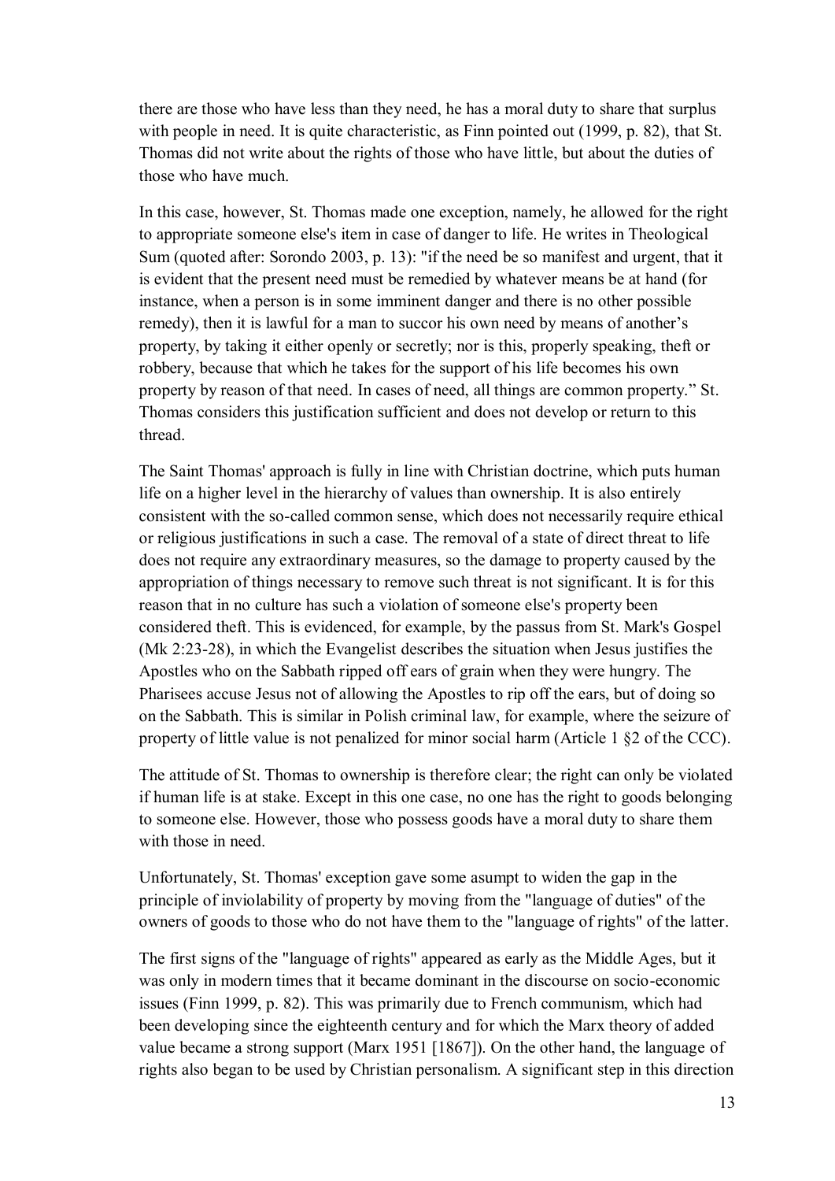there are those who have less than they need, he has a moral duty to share that surplus with people in need. It is quite characteristic, as Finn pointed out (1999, p. 82), that St. Thomas did not write about the rights of those who have little, but about the duties of those who have much.

In this case, however, St. Thomas made one exception, namely, he allowed for the right to appropriate someone else's item in case of danger to life. He writes in Theological Sum (quoted after: Sorondo 2003, p. 13): "if the need be so manifest and urgent, that it is evident that the present need must be remedied by whatever means be at hand (for instance, when a person is in some imminent danger and there is no other possible remedy), then it is lawful for a man to succor his own need by means of another's property, by taking it either openly or secretly; nor is this, properly speaking, theft or robbery, because that which he takes for the support of his life becomes his own property by reason of that need. In cases of need, all things are common property." St. Thomas considers this justification sufficient and does not develop or return to this thread.

The Saint Thomas' approach is fully in line with Christian doctrine, which puts human life on a higher level in the hierarchy of values than ownership. It is also entirely consistent with the so-called common sense, which does not necessarily require ethical or religious justifications in such a case. The removal of a state of direct threat to life does not require any extraordinary measures, so the damage to property caused by the appropriation of things necessary to remove such threat is not significant. It is for this reason that in no culture has such a violation of someone else's property been considered theft. This is evidenced, for example, by the passus from St. Mark's Gospel (Mk 2:23-28), in which the Evangelist describes the situation when Jesus justifies the Apostles who on the Sabbath ripped off ears of grain when they were hungry. The Pharisees accuse Jesus not of allowing the Apostles to rip off the ears, but of doing so on the Sabbath. This is similar in Polish criminal law, for example, where the seizure of property of little value is not penalized for minor social harm (Article 1 §2 of the CCC).

The attitude of St. Thomas to ownership is therefore clear; the right can only be violated if human life is at stake. Except in this one case, no one has the right to goods belonging to someone else. However, those who possess goods have a moral duty to share them with those in need.

Unfortunately, St. Thomas' exception gave some asumpt to widen the gap in the principle of inviolability of property by moving from the "language of duties" of the owners of goods to those who do not have them to the "language of rights" of the latter.

The first signs of the "language of rights" appeared as early as the Middle Ages, but it was only in modern times that it became dominant in the discourse on socio-economic issues (Finn 1999, p. 82). This was primarily due to French communism, which had been developing since the eighteenth century and for which the Marx theory of added value became a strong support (Marx 1951 [1867]). On the other hand, the language of rights also began to be used by Christian personalism. A significant step in this direction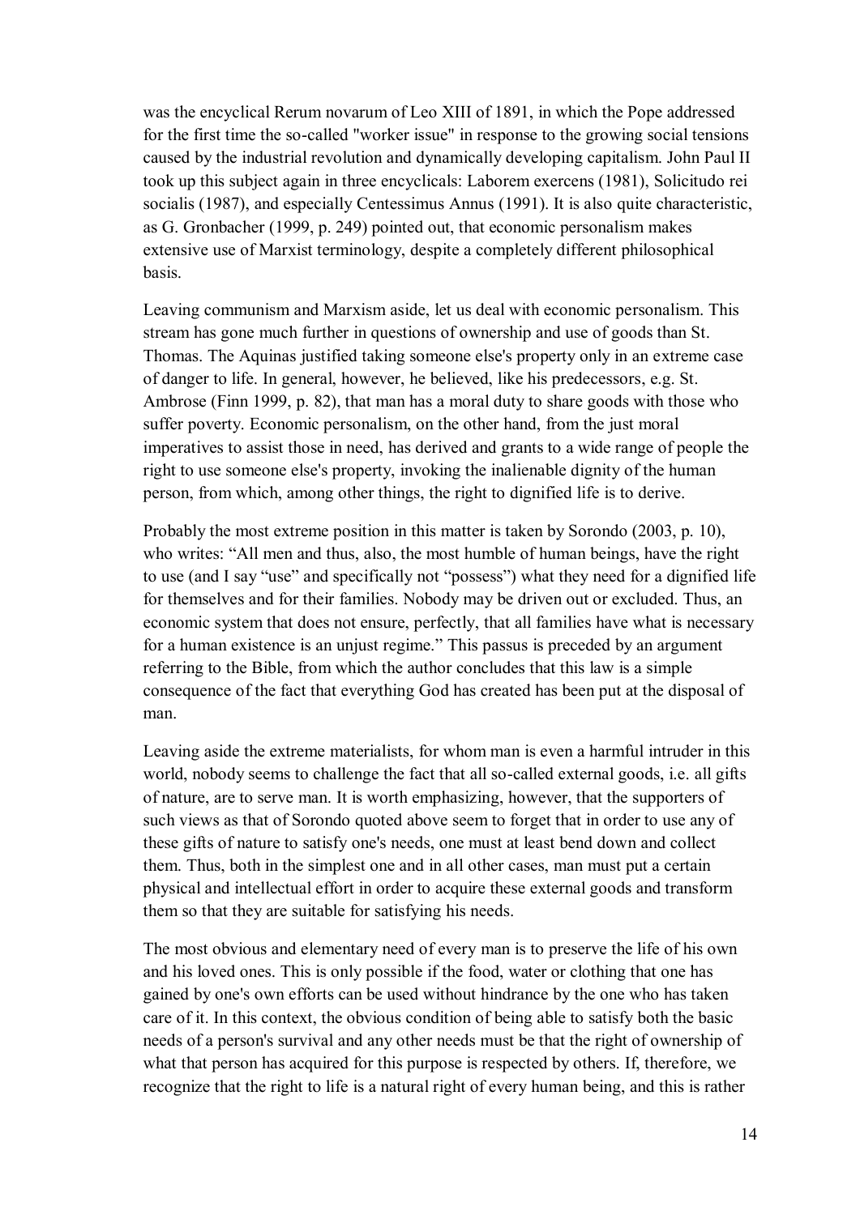was the encyclical Rerum novarum of Leo XIII of 1891, in which the Pope addressed for the first time the so-called "worker issue" in response to the growing social tensions caused by the industrial revolution and dynamically developing capitalism. John Paul II took up this subject again in three encyclicals: Laborem exercens (1981), Solicitudo rei socialis (1987), and especially Centessimus Annus (1991). It is also quite characteristic, as G. Gronbacher (1999, p. 249) pointed out, that economic personalism makes extensive use of Marxist terminology, despite a completely different philosophical basis.

Leaving communism and Marxism aside, let us deal with economic personalism. This stream has gone much further in questions of ownership and use of goods than St. Thomas. The Aquinas justified taking someone else's property only in an extreme case of danger to life. In general, however, he believed, like his predecessors, e.g. St. Ambrose (Finn 1999, p. 82), that man has a moral duty to share goods with those who suffer poverty. Economic personalism, on the other hand, from the just moral imperatives to assist those in need, has derived and grants to a wide range of people the right to use someone else's property, invoking the inalienable dignity of the human person, from which, among other things, the right to dignified life is to derive.

Probably the most extreme position in this matter is taken by Sorondo (2003, p. 10), who writes: “All men and thus, also, the most humble of human beings, have the right to use (and I say “use” and specifically not “possess”) what they need for a dignified life for themselves and for their families. Nobody may be driven out or excluded. Thus, an economic system that does not ensure, perfectly, that all families have what is necessary for a human existence is an unjust regime.” This passus is preceded by an argument referring to the Bible, from which the author concludes that this law is a simple consequence of the fact that everything God has created has been put at the disposal of man.

Leaving aside the extreme materialists, for whom man is even a harmful intruder in this world, nobody seems to challenge the fact that all so-called external goods, i.e. all gifts of nature, are to serve man. It is worth emphasizing, however, that the supporters of such views as that of Sorondo quoted above seem to forget that in order to use any of these gifts of nature to satisfy one's needs, one must at least bend down and collect them. Thus, both in the simplest one and in all other cases, man must put a certain physical and intellectual effort in order to acquire these external goods and transform them so that they are suitable for satisfying his needs.

The most obvious and elementary need of every man is to preserve the life of his own and his loved ones. This is only possible if the food, water or clothing that one has gained by one's own efforts can be used without hindrance by the one who has taken care of it. In this context, the obvious condition of being able to satisfy both the basic needs of a person's survival and any other needs must be that the right of ownership of what that person has acquired for this purpose is respected by others. If, therefore, we recognize that the right to life is a natural right of every human being, and this is rather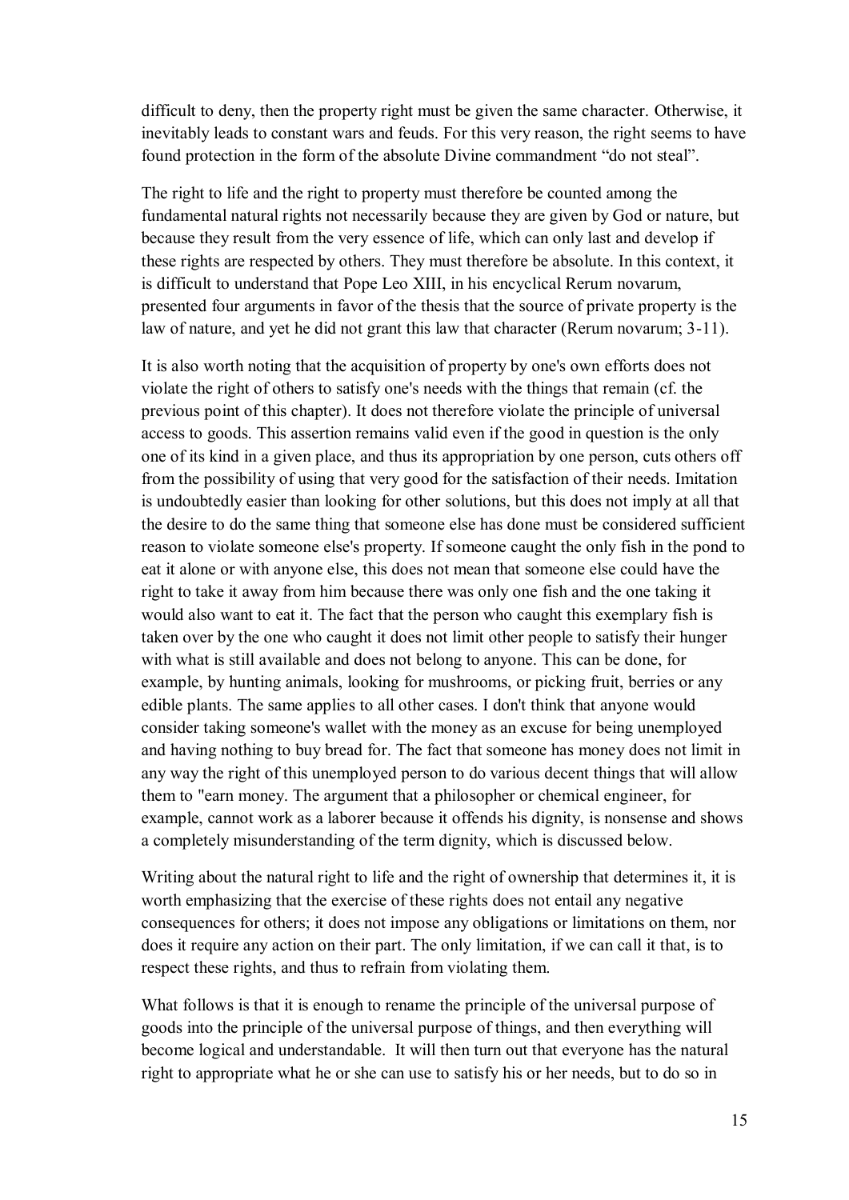difficult to deny, then the property right must be given the same character. Otherwise, it inevitably leads to constant wars and feuds. For this very reason, the right seems to have found protection in the form of the absolute Divine commandment "do not steal".

The right to life and the right to property must therefore be counted among the fundamental natural rights not necessarily because they are given by God or nature, but because they result from the very essence of life, which can only last and develop if these rights are respected by others. They must therefore be absolute. In this context, it is difficult to understand that Pope Leo XIII, in his encyclical Rerum novarum, presented four arguments in favor of the thesis that the source of private property is the law of nature, and yet he did not grant this law that character (Rerum novarum; 3-11).

It is also worth noting that the acquisition of property by one's own efforts does not violate the right of others to satisfy one's needs with the things that remain (cf. the previous point of this chapter). It does not therefore violate the principle of universal access to goods. This assertion remains valid even if the good in question is the only one of its kind in a given place, and thus its appropriation by one person, cuts others off from the possibility of using that very good for the satisfaction of their needs. Imitation is undoubtedly easier than looking for other solutions, but this does not imply at all that the desire to do the same thing that someone else has done must be considered sufficient reason to violate someone else's property. If someone caught the only fish in the pond to eat it alone or with anyone else, this does not mean that someone else could have the right to take it away from him because there was only one fish and the one taking it would also want to eat it. The fact that the person who caught this exemplary fish is taken over by the one who caught it does not limit other people to satisfy their hunger with what is still available and does not belong to anyone. This can be done, for example, by hunting animals, looking for mushrooms, or picking fruit, berries or any edible plants. The same applies to all other cases. I don't think that anyone would consider taking someone's wallet with the money as an excuse for being unemployed and having nothing to buy bread for. The fact that someone has money does not limit in any way the right of this unemployed person to do various decent things that will allow them to "earn money. The argument that a philosopher or chemical engineer, for example, cannot work as a laborer because it offends his dignity, is nonsense and shows a completely misunderstanding of the term dignity, which is discussed below.

Writing about the natural right to life and the right of ownership that determines it, it is worth emphasizing that the exercise of these rights does not entail any negative consequences for others; it does not impose any obligations or limitations on them, nor does it require any action on their part. The only limitation, if we can call it that, is to respect these rights, and thus to refrain from violating them.

What follows is that it is enough to rename the principle of the universal purpose of goods into the principle of the universal purpose of things, and then everything will become logical and understandable. It will then turn out that everyone has the natural right to appropriate what he or she can use to satisfy his or her needs, but to do so in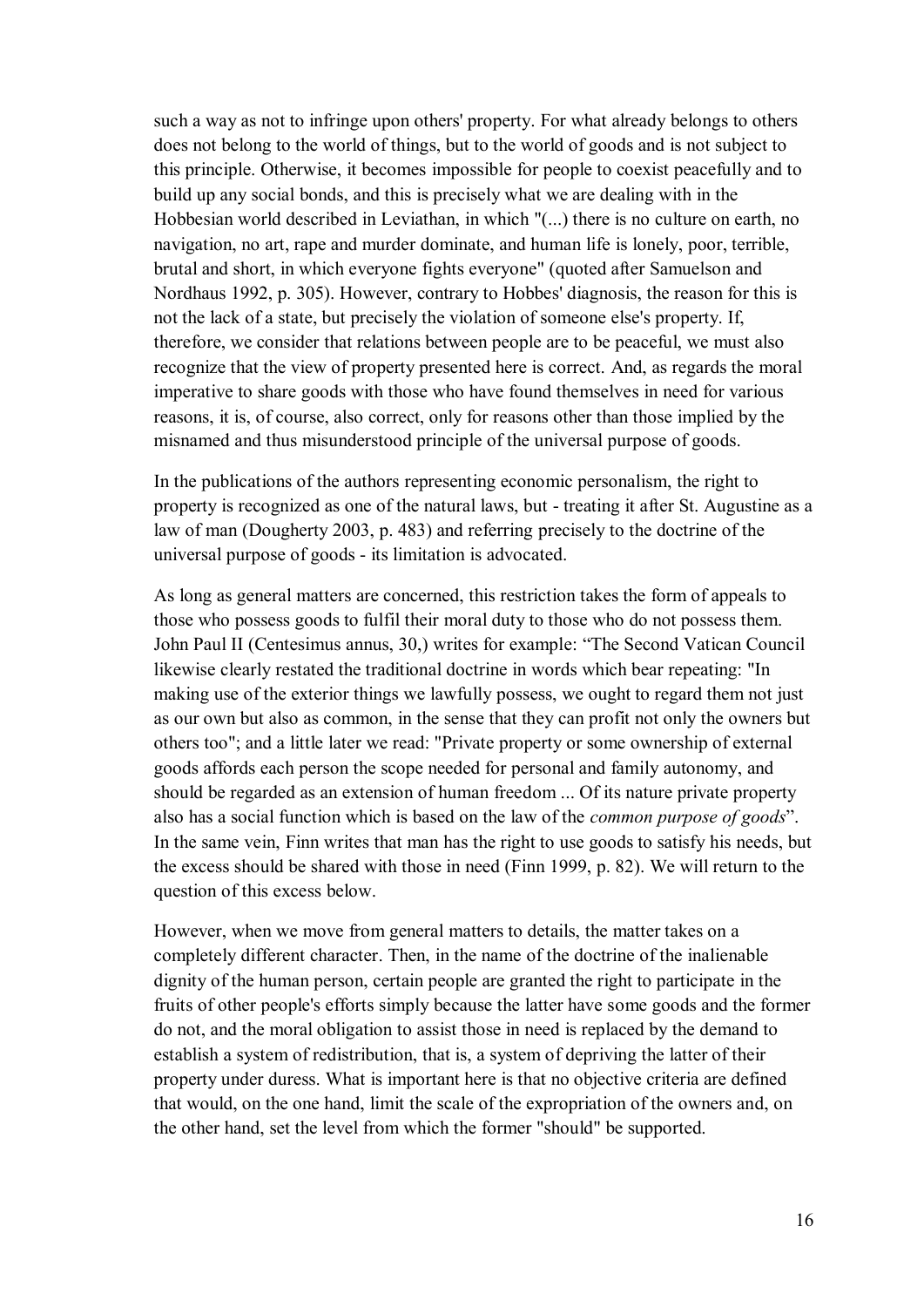such a way as not to infringe upon others' property. For what already belongs to others does not belong to the world of things, but to the world of goods and is not subject to this principle. Otherwise, it becomes impossible for people to coexist peacefully and to build up any social bonds, and this is precisely what we are dealing with in the Hobbesian world described in Leviathan, in which "(...) there is no culture on earth, no navigation, no art, rape and murder dominate, and human life is lonely, poor, terrible, brutal and short, in which everyone fights everyone" (quoted after Samuelson and Nordhaus 1992, p. 305). However, contrary to Hobbes' diagnosis, the reason for this is not the lack of a state, but precisely the violation of someone else's property. If, therefore, we consider that relations between people are to be peaceful, we must also recognize that the view of property presented here is correct. And, as regards the moral imperative to share goods with those who have found themselves in need for various reasons, it is, of course, also correct, only for reasons other than those implied by the misnamed and thus misunderstood principle of the universal purpose of goods.

In the publications of the authors representing economic personalism, the right to property is recognized as one of the natural laws, but - treating it after St. Augustine as a law of man (Dougherty 2003, p. 483) and referring precisely to the doctrine of the universal purpose of goods - its limitation is advocated.

As long as general matters are concerned, this restriction takes the form of appeals to those who possess goods to fulfil their moral duty to those who do not possess them. John Paul II (Centesimus annus, 30,) writes for example: "The Second Vatican Council likewise clearly restated the traditional doctrine in words which bear repeating: "In making use of the exterior things we lawfully possess, we ought to regard them not just as our own but also as common, in the sense that they can profit not only the owners but others too"; and a little later we read: "Private property or some ownership of external goods affords each person the scope needed for personal and family autonomy, and should be regarded as an extension of human freedom ... Of its nature private property also has a social function which is based on the law of the *common purpose of goods*". In the same vein, Finn writes that man has the right to use goods to satisfy his needs, but the excess should be shared with those in need (Finn 1999, p. 82). We will return to the question of this excess below.

However, when we move from general matters to details, the matter takes on a completely different character. Then, in the name of the doctrine of the inalienable dignity of the human person, certain people are granted the right to participate in the fruits of other people's efforts simply because the latter have some goods and the former do not, and the moral obligation to assist those in need is replaced by the demand to establish a system of redistribution, that is, a system of depriving the latter of their property under duress. What is important here is that no objective criteria are defined that would, on the one hand, limit the scale of the expropriation of the owners and, on the other hand, set the level from which the former "should" be supported.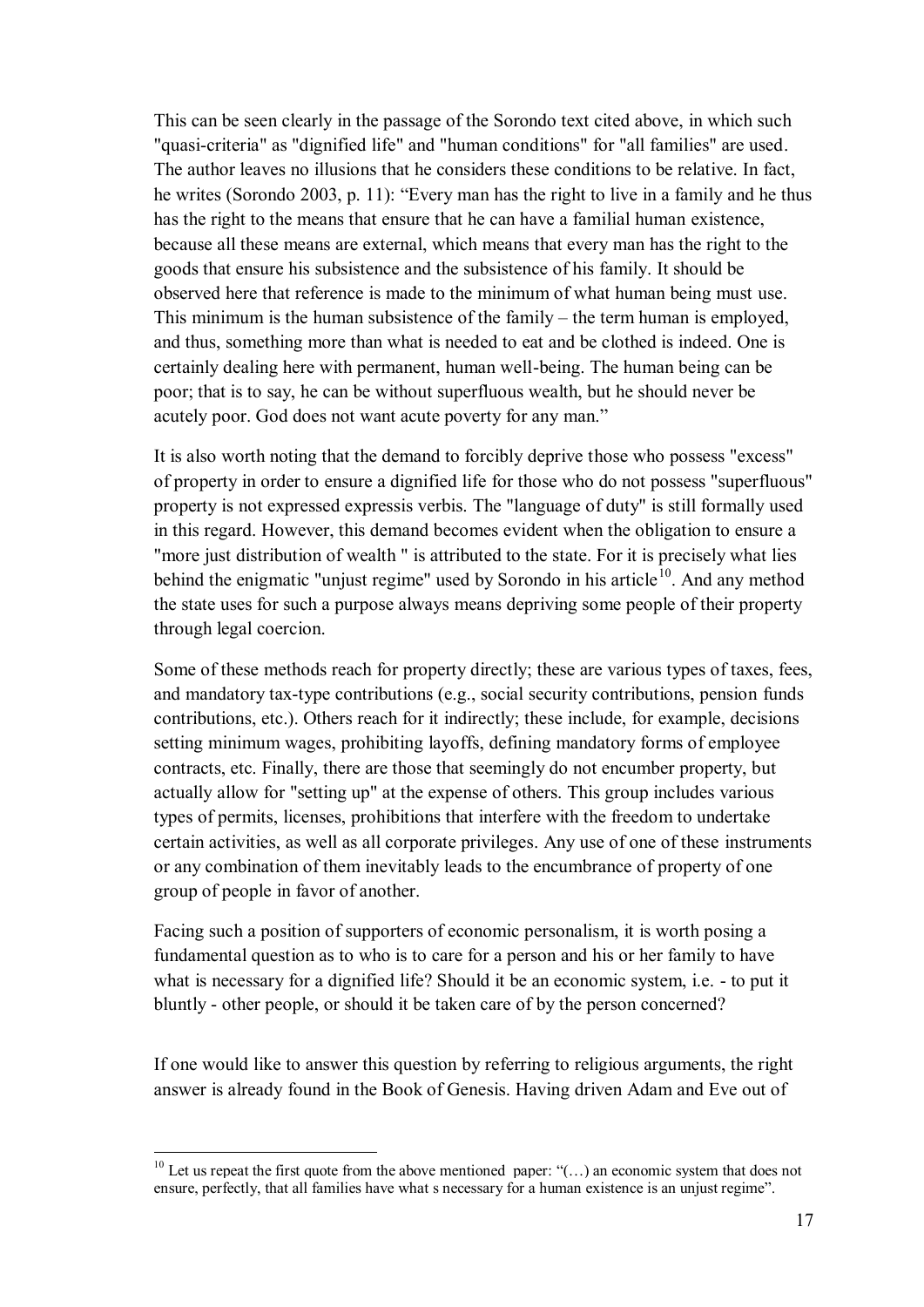This can be seen clearly in the passage of the Sorondo text cited above, in which such "quasi-criteria" as "dignified life" and "human conditions" for "all families" are used. The author leaves no illusions that he considers these conditions to be relative. In fact, he writes (Sorondo 2003, p. 11): “Every man has the right to live in a family and he thus has the right to the means that ensure that he can have a familial human existence, because all these means are external, which means that every man has the right to the goods that ensure his subsistence and the subsistence of his family. It should be observed here that reference is made to the minimum of what human being must use. This minimum is the human subsistence of the family – the term human is employed, and thus, something more than what is needed to eat and be clothed is indeed. One is certainly dealing here with permanent, human well-being. The human being can be poor; that is to say, he can be without superfluous wealth, but he should never be acutely poor. God does not want acute poverty for any man.”

It is also worth noting that the demand to forcibly deprive those who possess "excess" of property in order to ensure a dignified life for those who do not possess "superfluous" property is not expressed expressis verbis. The "language of duty" is still formally used in this regard. However, this demand becomes evident when the obligation to ensure a "more just distribution of wealth " is attributed to the state. For it is precisely what lies behind the enigmatic "unjust regime" used by Sorondo in his article[10]. And any method the state uses for such a purpose always means depriving some people of their property through legal coercion.

Some of these methods reach for property directly; these are various types of taxes, fees, and mandatory tax-type contributions (e.g., social security contributions, pension funds contributions, etc.). Others reach for it indirectly; these include, for example, decisions setting minimum wages, prohibiting layoffs, defining mandatory forms of employee contracts, etc. Finally, there are those that seemingly do not encumber property, but actually allow for "setting up" at the expense of others. This group includes various types of permits, licenses, prohibitions that interfere with the freedom to undertake certain activities, as well as all corporate privileges. Any use of one of these instruments or any combination of them inevitably leads to the encumbrance of property of one group of people in favor of another.

Facing such a position of supporters of economic personalism, it is worth posing a fundamental question as to who is to care for a person and his or her family to have what is necessary for a dignified life? Should it be an economic system, i.e. - to put it bluntly - other people, or should it be taken care of by the person concerned?

If one would like to answer this question by referring to religious arguments, the right answer is already found in the Book of Genesis. Having driven Adam and Eve out of

[10] Let us repeat the first quote from the above mentioned paper: “(…) an economic system that does not ensure, perfectly, that all families have what s necessary for a human existence is an unjust regime”.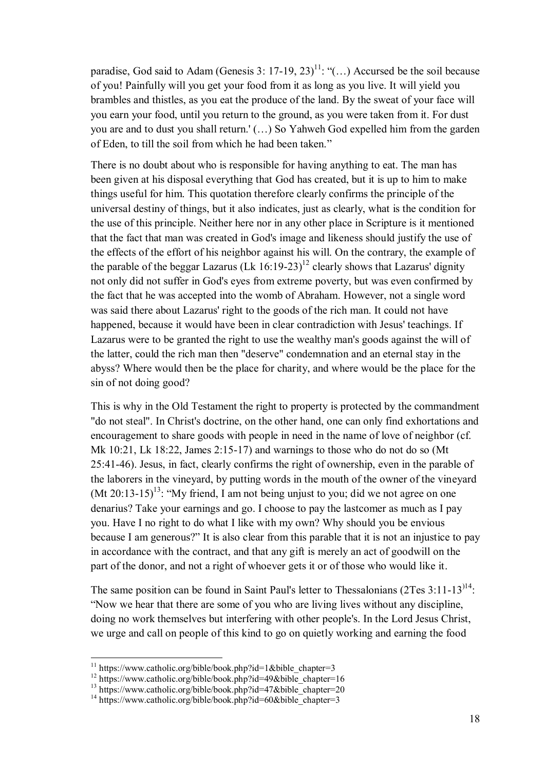paradise, God said to Adam (Genesis 3: 17-19, 23)[11]: "(…) Accursed be the soil because of you! Painfully will you get your food from it as long as you live. It will yield you brambles and thistles, as you eat the produce of the land. By the sweat of your face will you earn your food, until you return to the ground, as you were taken from it. For dust you are and to dust you shall return.' (…) So Yahweh God expelled him from the garden of Eden, to till the soil from which he had been taken."

There is no doubt about who is responsible for having anything to eat. The man has been given at his disposal everything that God has created, but it is up to him to make things useful for him. This quotation therefore clearly confirms the principle of the universal destiny of things, but it also indicates, just as clearly, what is the condition for the use of this principle. Neither here nor in any other place in Scripture is it mentioned that the fact that man was created in God's image and likeness should justify the use of the effects of the effort of his neighbor against his will. On the contrary, the example of the parable of the beggar Lazarus (Lk 16:19-23)[12] clearly shows that Lazarus' dignity not only did not suffer in God's eyes from extreme poverty, but was even confirmed by the fact that he was accepted into the womb of Abraham. However, not a single word was said there about Lazarus' right to the goods of the rich man. It could not have happened, because it would have been in clear contradiction with Jesus' teachings. If Lazarus were to be granted the right to use the wealthy man's goods against the will of the latter, could the rich man then "deserve" condemnation and an eternal stay in the abyss? Where would then be the place for charity, and where would be the place for the sin of not doing good?

This is why in the Old Testament the right to property is protected by the commandment "do not steal". In Christ's doctrine, on the other hand, one can only find exhortations and encouragement to share goods with people in need in the name of love of neighbor (cf. Mk 10:21, Lk 18:22, James 2:15-17) and warnings to those who do not do so (Mt 25:41-46). Jesus, in fact, clearly confirms the right of ownership, even in the parable of the laborers in the vineyard, by putting words in the mouth of the owner of the vineyard (Mt 20:13-15)[13]: "My friend, I am not being unjust to you; did we not agree on one denarius? Take your earnings and go. I choose to pay the lastcomer as much as I pay you. Have I no right to do what I like with my own? Why should you be envious because I am generous?" It is also clear from this parable that it is not an injustice to pay in accordance with the contract, and that any gift is merely an act of goodwill on the part of the donor, and not a right of whoever gets it or of those who would like it.

The same position can be found in Saint Paul's letter to Thessalonians (2Tes 3:11-13)[14]: "Now we hear that there are some of you who are living lives without any discipline, doing no work themselves but interfering with other people's. In the Lord Jesus Christ, we urge and call on people of this kind to go on quietly working and earning the food

---

[11] https://www.catholic.org/bible/book.php?id=1&bible_chapter=3

[12] https://www.catholic.org/bible/book.php?id=49&bible_chapter=16

[13] https://www.catholic.org/bible/book.php?id=47&bible_chapter=20

[14] https://www.catholic.org/bible/book.php?id=60&bible_chapter=3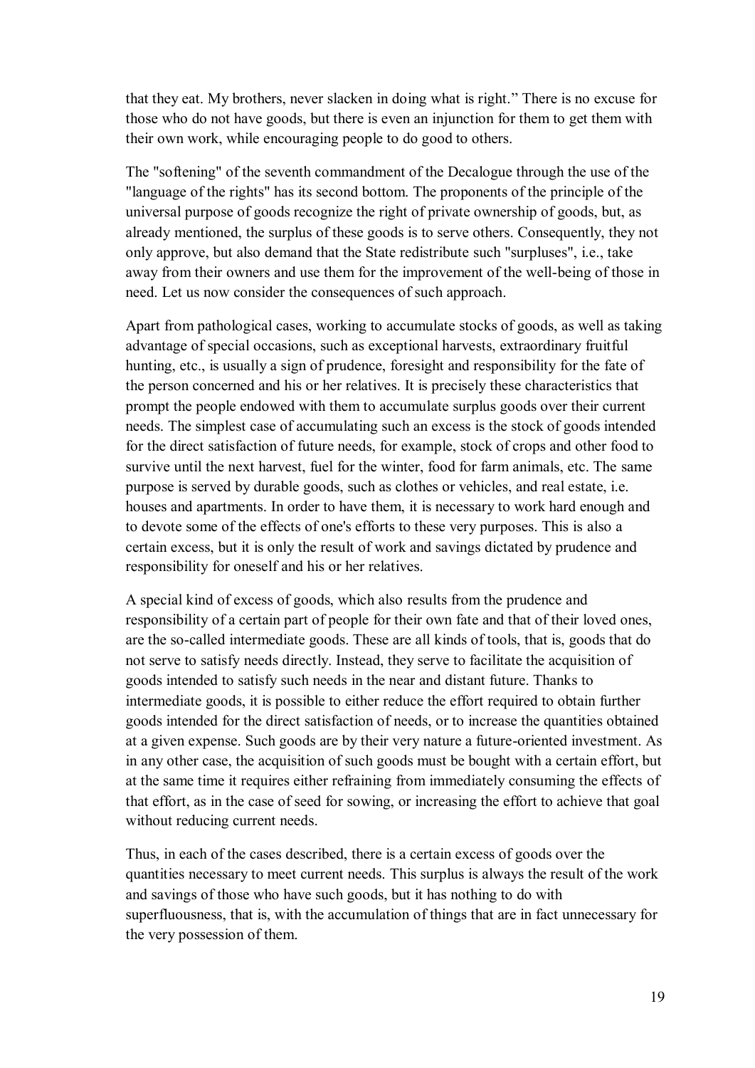that they eat. My brothers, never slacken in doing what is right." There is no excuse for those who do not have goods, but there is even an injunction for them to get them with their own work, while encouraging people to do good to others.

The "softening" of the seventh commandment of the Decalogue through the use of the "language of the rights" has its second bottom. The proponents of the principle of the universal purpose of goods recognize the right of private ownership of goods, but, as already mentioned, the surplus of these goods is to serve others. Consequently, they not only approve, but also demand that the State redistribute such "surpluses", i.e., take away from their owners and use them for the improvement of the well-being of those in need. Let us now consider the consequences of such approach.

Apart from pathological cases, working to accumulate stocks of goods, as well as taking advantage of special occasions, such as exceptional harvests, extraordinary fruitful hunting, etc., is usually a sign of prudence, foresight and responsibility for the fate of the person concerned and his or her relatives. It is precisely these characteristics that prompt the people endowed with them to accumulate surplus goods over their current needs. The simplest case of accumulating such an excess is the stock of goods intended for the direct satisfaction of future needs, for example, stock of crops and other food to survive until the next harvest, fuel for the winter, food for farm animals, etc. The same purpose is served by durable goods, such as clothes or vehicles, and real estate, i.e. houses and apartments. In order to have them, it is necessary to work hard enough and to devote some of the effects of one's efforts to these very purposes. This is also a certain excess, but it is only the result of work and savings dictated by prudence and responsibility for oneself and his or her relatives.

A special kind of excess of goods, which also results from the prudence and responsibility of a certain part of people for their own fate and that of their loved ones, are the so-called intermediate goods. These are all kinds of tools, that is, goods that do not serve to satisfy needs directly. Instead, they serve to facilitate the acquisition of goods intended to satisfy such needs in the near and distant future. Thanks to intermediate goods, it is possible to either reduce the effort required to obtain further goods intended for the direct satisfaction of needs, or to increase the quantities obtained at a given expense. Such goods are by their very nature a future-oriented investment. As in any other case, the acquisition of such goods must be bought with a certain effort, but at the same time it requires either refraining from immediately consuming the effects of that effort, as in the case of seed for sowing, or increasing the effort to achieve that goal without reducing current needs.

Thus, in each of the cases described, there is a certain excess of goods over the quantities necessary to meet current needs. This surplus is always the result of the work and savings of those who have such goods, but it has nothing to do with superfluousness, that is, with the accumulation of things that are in fact unnecessary for the very possession of them.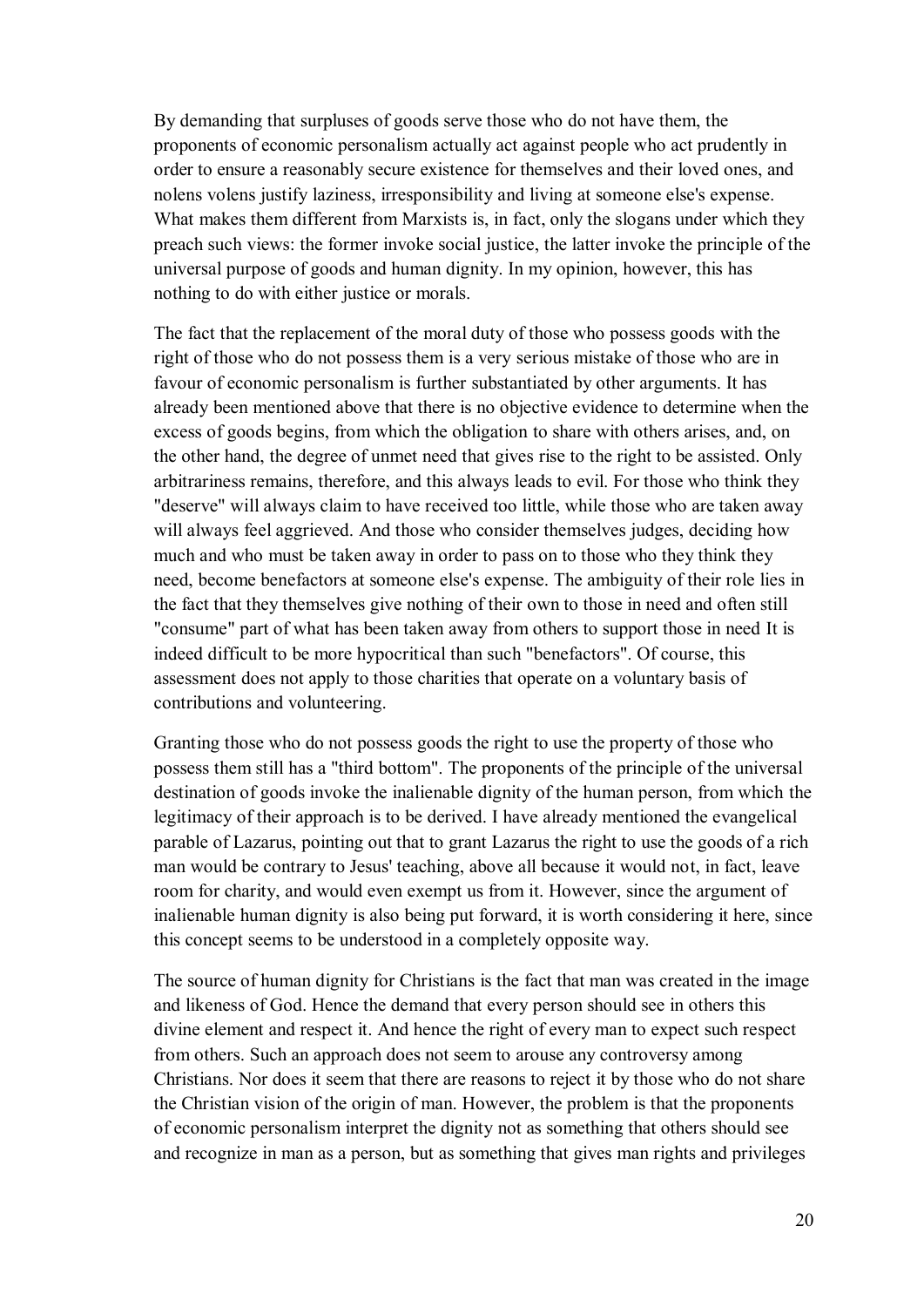By demanding that surpluses of goods serve those who do not have them, the proponents of economic personalism actually act against people who act prudently in order to ensure a reasonably secure existence for themselves and their loved ones, and nolens volens justify laziness, irresponsibility and living at someone else's expense. What makes them different from Marxists is, in fact, only the slogans under which they preach such views: the former invoke social justice, the latter invoke the principle of the universal purpose of goods and human dignity. In my opinion, however, this has nothing to do with either justice or morals.

The fact that the replacement of the moral duty of those who possess goods with the right of those who do not possess them is a very serious mistake of those who are in favour of economic personalism is further substantiated by other arguments. It has already been mentioned above that there is no objective evidence to determine when the excess of goods begins, from which the obligation to share with others arises, and, on the other hand, the degree of unmet need that gives rise to the right to be assisted. Only arbitrariness remains, therefore, and this always leads to evil. For those who think they "deserve" will always claim to have received too little, while those who are taken away will always feel aggrieved. And those who consider themselves judges, deciding how much and who must be taken away in order to pass on to those who they think they need, become benefactors at someone else's expense. The ambiguity of their role lies in the fact that they themselves give nothing of their own to those in need and often still "consume" part of what has been taken away from others to support those in need It is indeed difficult to be more hypocritical than such "benefactors". Of course, this assessment does not apply to those charities that operate on a voluntary basis of contributions and volunteering.

Granting those who do not possess goods the right to use the property of those who possess them still has a "third bottom". The proponents of the principle of the universal destination of goods invoke the inalienable dignity of the human person, from which the legitimacy of their approach is to be derived. I have already mentioned the evangelical parable of Lazarus, pointing out that to grant Lazarus the right to use the goods of a rich man would be contrary to Jesus' teaching, above all because it would not, in fact, leave room for charity, and would even exempt us from it. However, since the argument of inalienable human dignity is also being put forward, it is worth considering it here, since this concept seems to be understood in a completely opposite way.

The source of human dignity for Christians is the fact that man was created in the image and likeness of God. Hence the demand that every person should see in others this divine element and respect it. And hence the right of every man to expect such respect from others. Such an approach does not seem to arouse any controversy among Christians. Nor does it seem that there are reasons to reject it by those who do not share the Christian vision of the origin of man. However, the problem is that the proponents of economic personalism interpret the dignity not as something that others should see and recognize in man as a person, but as something that gives man rights and privileges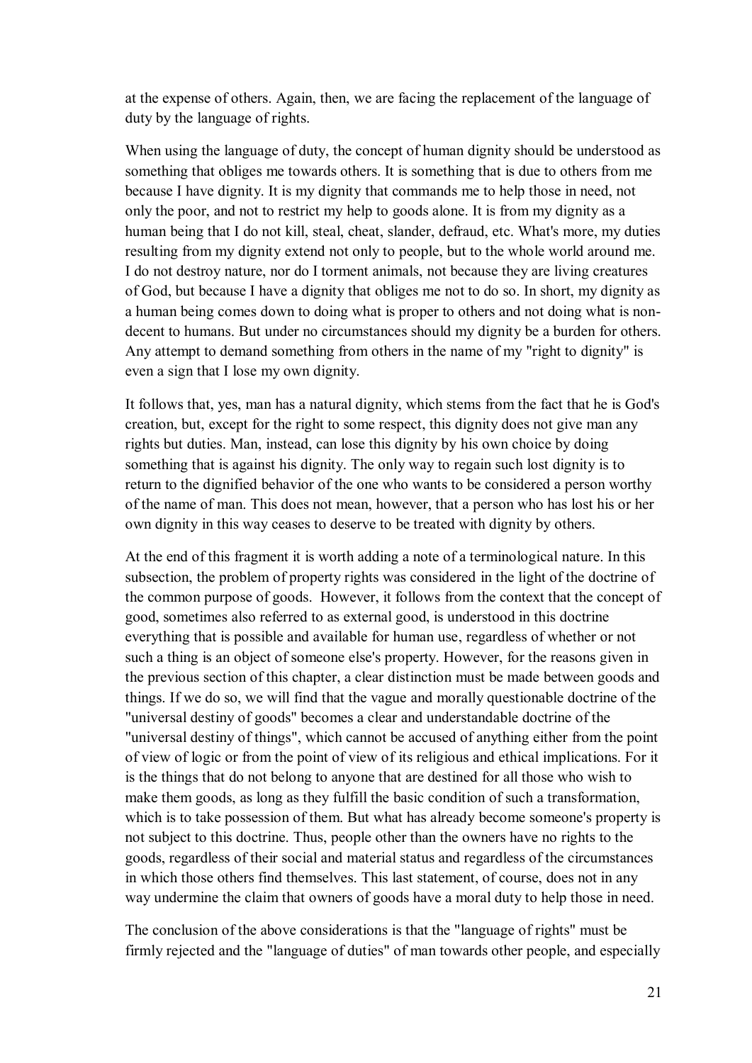at the expense of others. Again, then, we are facing the replacement of the language of duty by the language of rights.

When using the language of duty, the concept of human dignity should be understood as something that obliges me towards others. It is something that is due to others from me because I have dignity. It is my dignity that commands me to help those in need, not only the poor, and not to restrict my help to goods alone. It is from my dignity as a human being that I do not kill, steal, cheat, slander, defraud, etc. What's more, my duties resulting from my dignity extend not only to people, but to the whole world around me. I do not destroy nature, nor do I torment animals, not because they are living creatures of God, but because I have a dignity that obliges me not to do so. In short, my dignity as a human being comes down to doing what is proper to others and not doing what is non-decent to humans. But under no circumstances should my dignity be a burden for others. Any attempt to demand something from others in the name of my "right to dignity" is even a sign that I lose my own dignity.

It follows that, yes, man has a natural dignity, which stems from the fact that he is God's creation, but, except for the right to some respect, this dignity does not give man any rights but duties. Man, instead, can lose this dignity by his own choice by doing something that is against his dignity. The only way to regain such lost dignity is to return to the dignified behavior of the one who wants to be considered a person worthy of the name of man. This does not mean, however, that a person who has lost his or her own dignity in this way ceases to deserve to be treated with dignity by others.

At the end of this fragment it is worth adding a note of a terminological nature. In this subsection, the problem of property rights was considered in the light of the doctrine of the common purpose of goods. However, it follows from the context that the concept of good, sometimes also referred to as external good, is understood in this doctrine everything that is possible and available for human use, regardless of whether or not such a thing is an object of someone else's property. However, for the reasons given in the previous section of this chapter, a clear distinction must be made between goods and things. If we do so, we will find that the vague and morally questionable doctrine of the "universal destiny of goods" becomes a clear and understandable doctrine of the "universal destiny of things", which cannot be accused of anything either from the point of view of logic or from the point of view of its religious and ethical implications. For it is the things that do not belong to anyone that are destined for all those who wish to make them goods, as long as they fulfill the basic condition of such a transformation, which is to take possession of them. But what has already become someone's property is not subject to this doctrine. Thus, people other than the owners have no rights to the goods, regardless of their social and material status and regardless of the circumstances in which those others find themselves. This last statement, of course, does not in any way undermine the claim that owners of goods have a moral duty to help those in need.

The conclusion of the above considerations is that the "language of rights" must be firmly rejected and the "language of duties" of man towards other people, and especially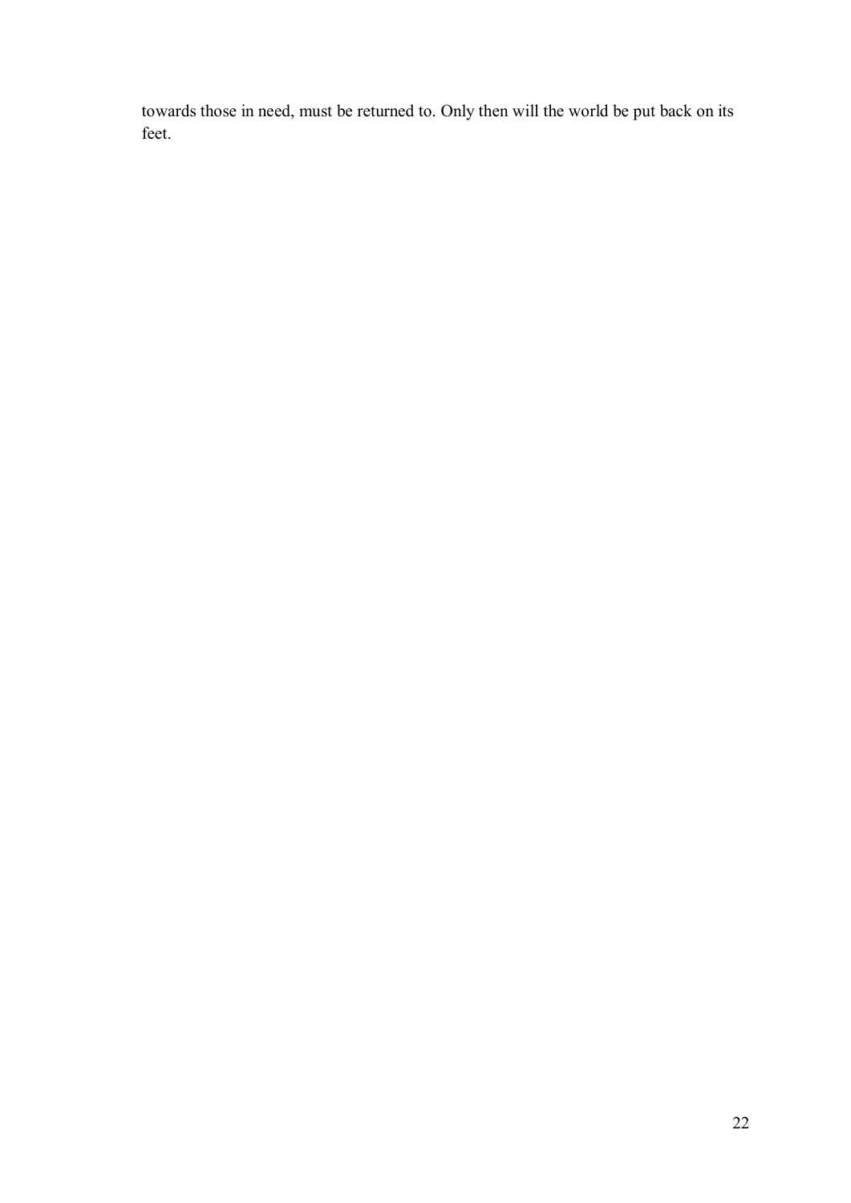towards those in need, must be returned to. Only then will the world be put back on its feet.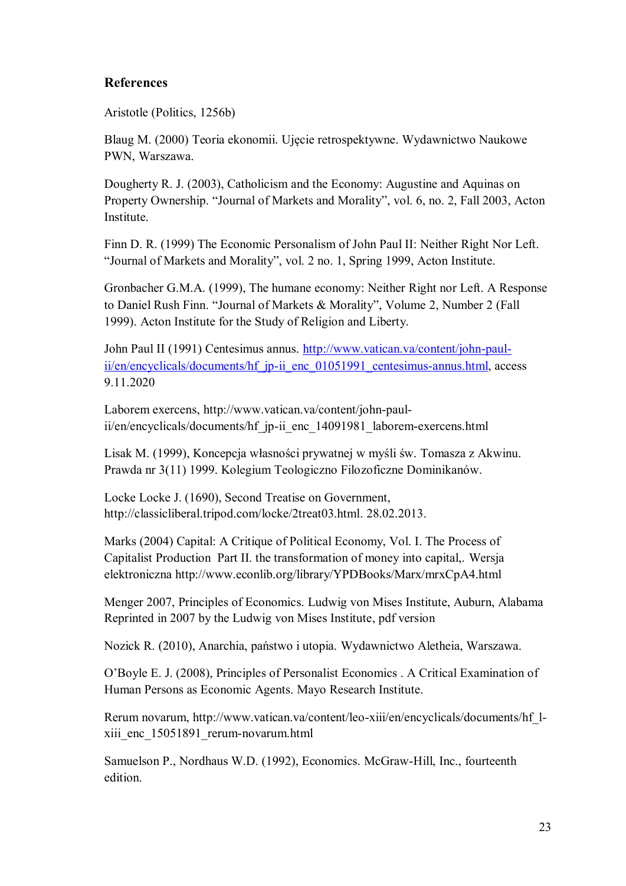## References

Aristotle (Politics, 1256b)

Blaug M. (2000) Teoria ekonomii. Ujęcie retrospektywne. Wydawnictwo Naukowe PWN, Warszawa.

Dougherty R. J. (2003), Catholicism and the Economy: Augustine and Aquinas on Property Ownership. "Journal of Markets and Morality", vol. 6, no. 2, Fall 2003, Acton Institute.

Finn D. R. (1999) The Economic Personalism of John Paul II: Neither Right Nor Left. "Journal of Markets and Morality", vol. 2 no. 1, Spring 1999, Acton Institute.

Gronbacher G.M.A. (1999), The humane economy: Neither Right nor Left. A Response to Daniel Rush Finn. "Journal of Markets & Morality", Volume 2, Number 2 (Fall 1999). Acton Institute for the Study of Religion and Liberty.

John Paul II (1991) Centesimus annus. http://www.vatican.va/content/john-paul-ii/en/encyclicals/documents/hf_jp-ii_enc_01051991_centesimus-annus.html, access 9.11.2020

Laborem exercens, http://www.vatican.va/content/john-paul-ii/en/encyclicals/documents/hf_jp-ii_enc_14091981_laborem-exercens.html

Lisak M. (1999), Koncepcja własności prywatnej w myśli św. Tomasza z Akwinu. Prawda nr 3(11) 1999. Kolegium Teologiczno Filozoficzne Dominikanów.

Locke Locke J. (1690), Second Treatise on Government, http://classicliberal.tripod.com/locke/2treat03.html. 28.02.2013.

Marks (2004) Capital: A Critique of Political Economy, Vol. I. The Process of Capitalist Production Part II. the transformation of money into capital,. Wersja elektroniczna http://www.econlib.org/library/YPDBooks/Marx/mrxCpA4.html

Menger 2007, Principles of Economics. Ludwig von Mises Institute, Auburn, Alabama Reprinted in 2007 by the Ludwig von Mises Institute, pdf version

Nozick R. (2010), Anarchia, państwo i utopia. Wydawnictwo Aletheia, Warszawa.

O'Boyle E. J. (2008), Principles of Personalist Economics . A Critical Examination of Human Persons as Economic Agents. Mayo Research Institute.

Rerum novarum, http://www.vatican.va/content/leo-xiii/en/encyclicals/documents/hf_l-xiii_enc_15051891_rerum-novarum.html

Samuelson P., Nordhaus W.D. (1992), Economics. McGraw-Hill, Inc., fourteenth edition.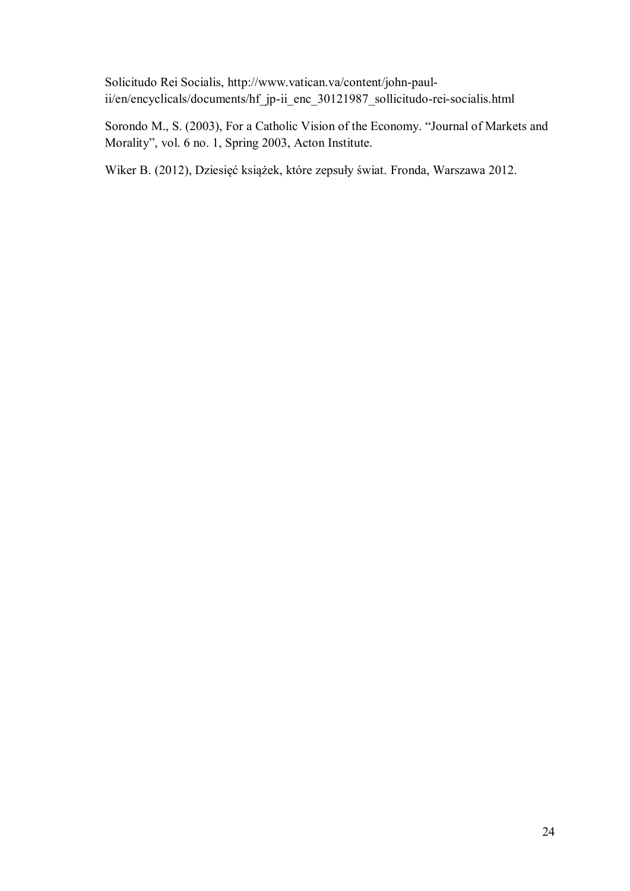Solicitudo Rei Socialis, http://www.vatican.va/content/john-paul-ii/en/encyclicals/documents/hf_jp-ii_enc_30121987_sollicitudo-rei-socialis.html

Sorondo M., S. (2003), For a Catholic Vision of the Economy. "Journal of Markets and Morality", vol. 6 no. 1, Spring 2003, Acton Institute.

Wiker B. (2012), Dziesięć książek, które zepsuły świat. Fronda, Warszawa 2012.